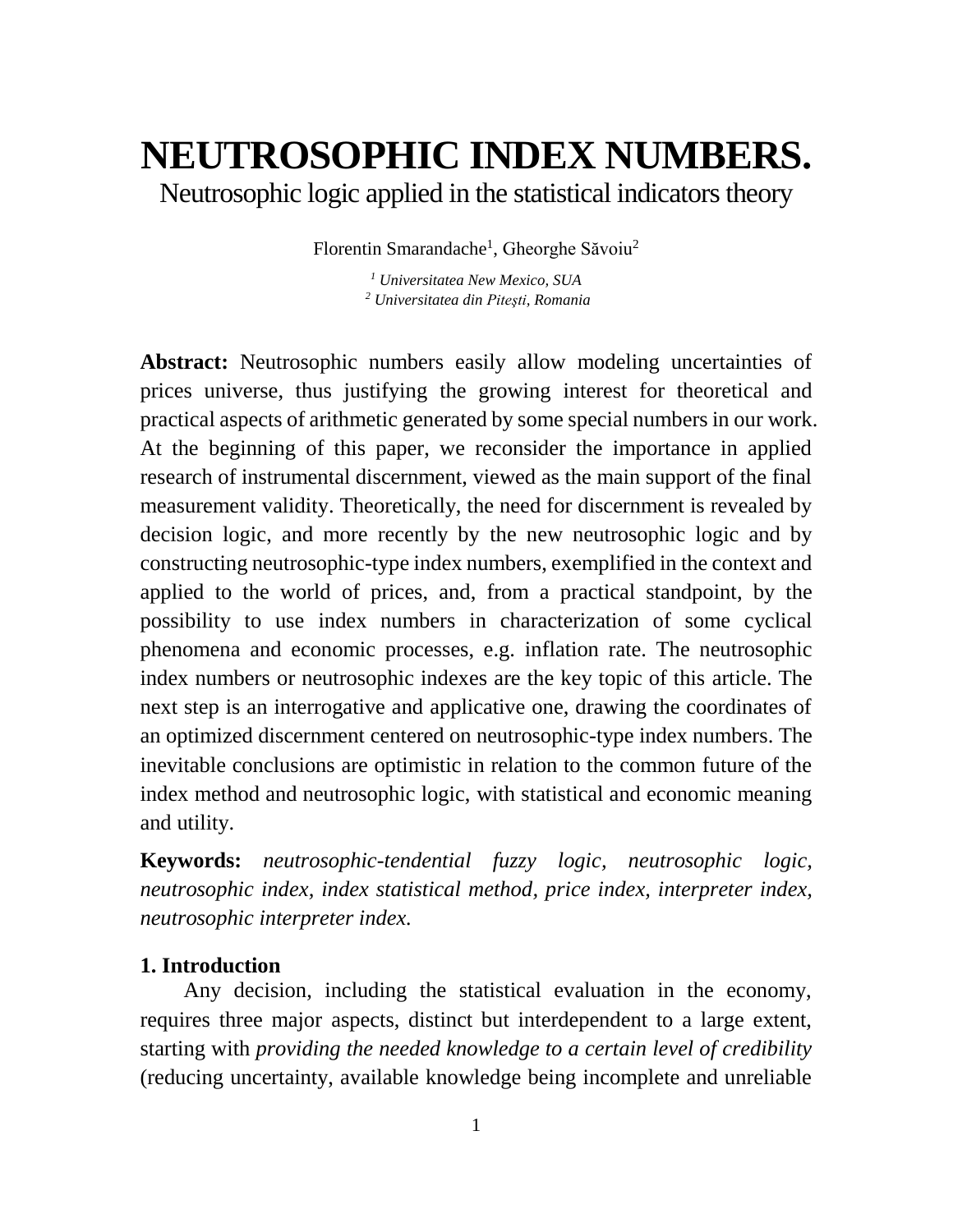# NEUTROSOPHIC INDEX NUMBERS.

Neutrosophic logic applied in the statistical indicators theory

Florentin Smarandache[1], Gheorghe Săvoiu[2]

[1] *Universitatea New Mexico, SUA*
[2] *Universitatea din Pitești, Romania*

**Abstract:** Neutrosophic numbers easily allow modeling uncertainties of prices universe, thus justifying the growing interest for theoretical and practical aspects of arithmetic generated by some special numbers in our work. At the beginning of this paper, we reconsider the importance in applied research of instrumental discernment, viewed as the main support of the final measurement validity. Theoretically, the need for discernment is revealed by decision logic, and more recently by the new neutrosophic logic and by constructing neutrosophic-type index numbers, exemplified in the context and applied to the world of prices, and, from a practical standpoint, by the possibility to use index numbers in characterization of some cyclical phenomena and economic processes, e.g. inflation rate. The neutrosophic index numbers or neutrosophic indexes are the key topic of this article. The next step is an interrogative and applicative one, drawing the coordinates of an optimized discernment centered on neutrosophic-type index numbers. The inevitable conclusions are optimistic in relation to the common future of the index method and neutrosophic logic, with statistical and economic meaning and utility.

**Keywords:** *neutrosophic-tendential fuzzy logic, neutrosophic logic, neutrosophic index, index statistical method, price index, interpreter index, neutrosophic interpreter index.*

## 1. Introduction

Any decision, including the statistical evaluation in the economy, requires three major aspects, distinct but interdependent to a large extent, starting with *providing the needed knowledge to a certain level of credibility* (reducing uncertainty, available knowledge being incomplete and unreliable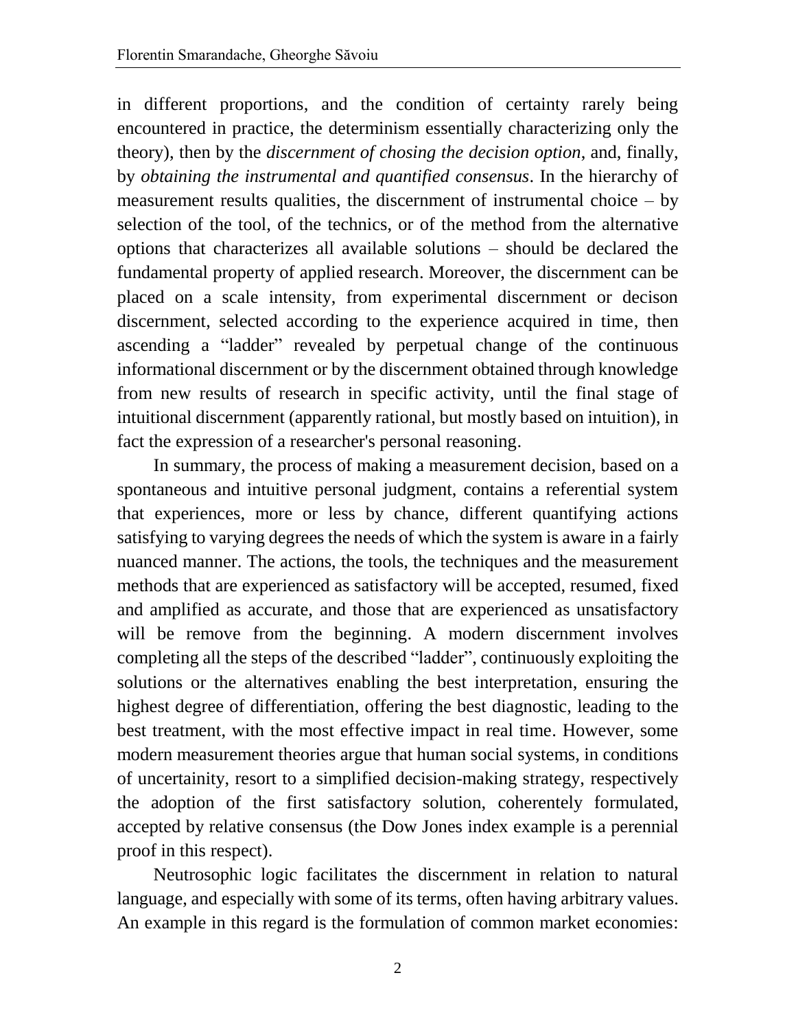in different proportions, and the condition of certainty rarely being encountered in practice, the determinism essentially characterizing only the theory), then by the *discernment of chosing the decision option*, and, finally, by *obtaining the instrumental and quantified consensus*. In the hierarchy of measurement results qualities, the discernment of instrumental choice – by selection of the tool, of the technics, or of the method from the alternative options that characterizes all available solutions – should be declared the fundamental property of applied research. Moreover, the discernment can be placed on a scale intensity, from experimental discernment or decison discernment, selected according to the experience acquired in time, then ascending a "ladder" revealed by perpetual change of the continuous informational discernment or by the discernment obtained through knowledge from new results of research in specific activity, until the final stage of intuitional discernment (apparently rational, but mostly based on intuition), in fact the expression of a researcher's personal reasoning.

In summary, the process of making a measurement decision, based on a spontaneous and intuitive personal judgment, contains a referential system that experiences, more or less by chance, different quantifying actions satisfying to varying degrees the needs of which the system is aware in a fairly nuanced manner. The actions, the tools, the techniques and the measurement methods that are experienced as satisfactory will be accepted, resumed, fixed and amplified as accurate, and those that are experienced as unsatisfactory will be remove from the beginning. A modern discernment involves completing all the steps of the described "ladder", continuously exploiting the solutions or the alternatives enabling the best interpretation, ensuring the highest degree of differentiation, offering the best diagnostic, leading to the best treatment, with the most effective impact in real time. However, some modern measurement theories argue that human social systems, in conditions of uncertainity, resort to a simplified decision-making strategy, respectively the adoption of the first satisfactory solution, coherentely formulated, accepted by relative consensus (the Dow Jones index example is a perennial proof in this respect).

Neutrosophic logic facilitates the discernment in relation to natural language, and especially with some of its terms, often having arbitrary values. An example in this regard is the formulation of common market economies: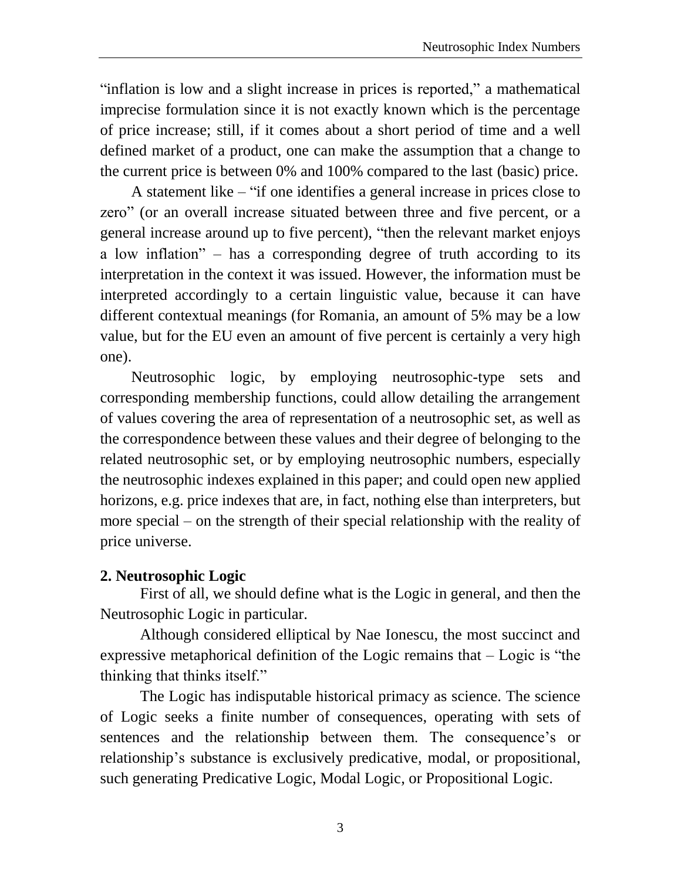"inflation is low and a slight increase in prices is reported," a mathematical imprecise formulation since it is not exactly known which is the percentage of price increase; still, if it comes about a short period of time and a well defined market of a product, one can make the assumption that a change to the current price is between 0% and 100% compared to the last (basic) price.

A statement like – "if one identifies a general increase in prices close to zero" (or an overall increase situated between three and five percent, or a general increase around up to five percent), "then the relevant market enjoys a low inflation" – has a corresponding degree of truth according to its interpretation in the context it was issued. However, the information must be interpreted accordingly to a certain linguistic value, because it can have different contextual meanings (for Romania, an amount of 5% may be a low value, but for the EU even an amount of five percent is certainly a very high one).

Neutrosophic logic, by employing neutrosophic-type sets and corresponding membership functions, could allow detailing the arrangement of values covering the area of representation of a neutrosophic set, as well as the correspondence between these values and their degree of belonging to the related neutrosophic set, or by employing neutrosophic numbers, especially the neutrosophic indexes explained in this paper; and could open new applied horizons, e.g. price indexes that are, in fact, nothing else than interpreters, but more special – on the strength of their special relationship with the reality of price universe.

## 2. Neutrosophic Logic

First of all, we should define what is the Logic in general, and then the Neutrosophic Logic in particular.

Although considered elliptical by Nae Ionescu, the most succinct and expressive metaphorical definition of the Logic remains that – Logic is "the thinking that thinks itself."

The Logic has indisputable historical primacy as science. The science of Logic seeks a finite number of consequences, operating with sets of sentences and the relationship between them. The consequence's or relationship's substance is exclusively predicative, modal, or propositional, such generating Predicative Logic, Modal Logic, or Propositional Logic.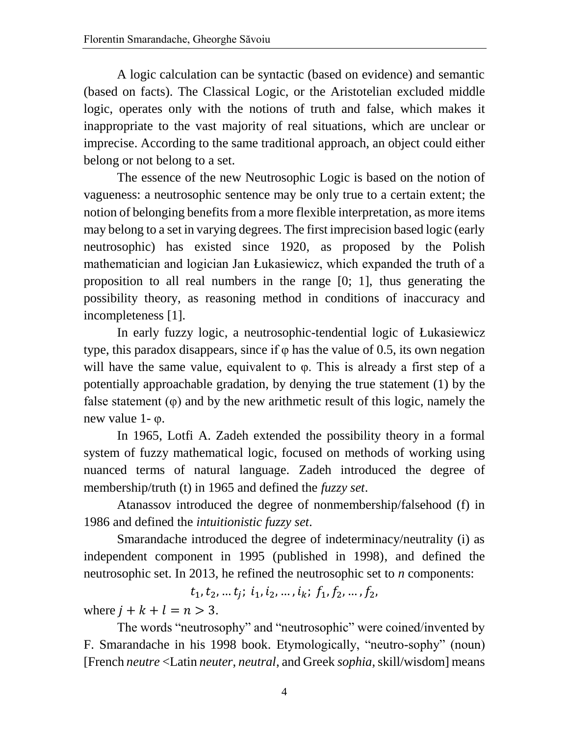A logic calculation can be syntactic (based on evidence) and semantic (based on facts). The Classical Logic, or the Aristotelian excluded middle logic, operates only with the notions of truth and false, which makes it inappropriate to the vast majority of real situations, which are unclear or imprecise. According to the same traditional approach, an object could either belong or not belong to a set.

The essence of the new Neutrosophic Logic is based on the notion of vagueness: a neutrosophic sentence may be only true to a certain extent; the notion of belonging benefits from a more flexible interpretation, as more items may belong to a set in varying degrees. The first imprecision based logic (early neutrosophic) has existed since 1920, as proposed by the Polish mathematician and logician Jan Łukasiewicz, which expanded the truth of a proposition to all real numbers in the range [0; 1], thus generating the possibility theory, as reasoning method in conditions of inaccuracy and incompleteness [1].

In early fuzzy logic, a neutrosophic-tendential logic of Łukasiewicz type, this paradox disappears, since if φ has the value of 0.5, its own negation will have the same value, equivalent to φ. This is already a first step of a potentially approachable gradation, by denying the true statement (1) by the false statement (φ) and by the new arithmetic result of this logic, namely the new value 1- φ.

In 1965, Lotfi A. Zadeh extended the possibility theory in a formal system of fuzzy mathematical logic, focused on methods of working using nuanced terms of natural language. Zadeh introduced the degree of membership/truth (t) in 1965 and defined the *fuzzy set*.

Atanassov introduced the degree of nonmembership/falsehood (f) in 1986 and defined the *intuitionistic fuzzy set*.

Smarandache introduced the degree of indeterminacy/neutrality (i) as independent component in 1995 (published in 1998), and defined the neutrosophic set. In 2013, he refined the neutrosophic set to *n* components:

$$t_1, t_2, \dots t_j;\ i_1, i_2, \dots, i_k;\ f_1, f_2, \dots, f_2,$$

where $j + k + l = n > 3$.

The words “neutrosophy” and “neutrosophic” were coined/invented by F. Smarandache in his 1998 book. Etymologically, “neutro-sophy” (noun) [French *neutre* <Latin *neuter*, *neutral*, and Greek *sophia*, skill/wisdom] means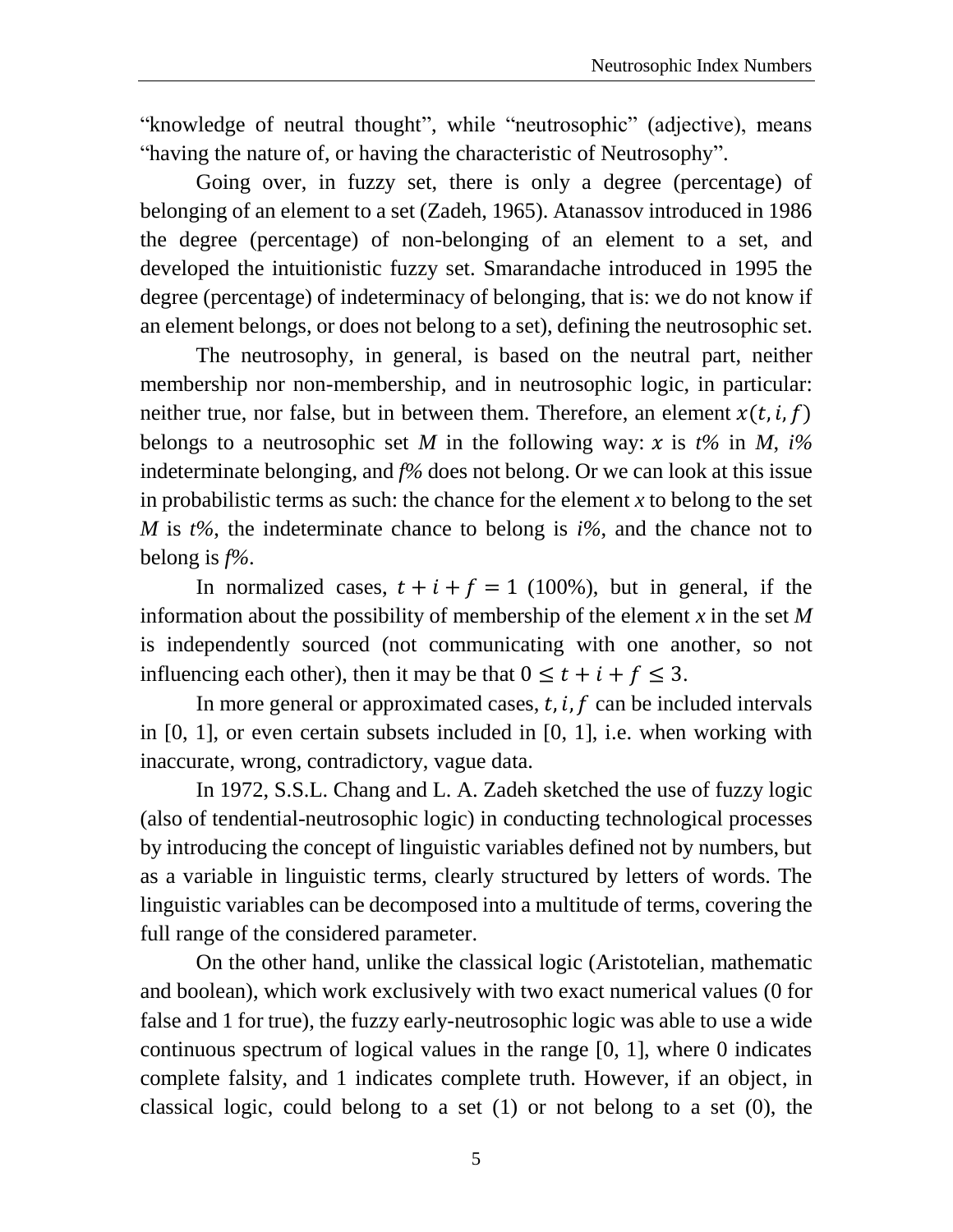"knowledge of neutral thought", while "neutrosophic" (adjective), means "having the nature of, or having the characteristic of Neutrosophy".

Going over, in fuzzy set, there is only a degree (percentage) of belonging of an element to a set (Zadeh, 1965). Atanassov introduced in 1986 the degree (percentage) of non-belonging of an element to a set, and developed the intuitionistic fuzzy set. Smarandache introduced in 1995 the degree (percentage) of indeterminacy of belonging, that is: we do not know if an element belongs, or does not belong to a set), defining the neutrosophic set.

The neutrosophy, in general, is based on the neutral part, neither membership nor non-membership, and in neutrosophic logic, in particular: neither true, nor false, but in between them. Therefore, an element $x(t, i, f)$ belongs to a neutrosophic set *M* in the following way: $x$ is *t%* in *M*, *i%* indeterminate belonging, and *f%* does not belong. Or we can look at this issue in probabilistic terms as such: the chance for the element *x* to belong to the set *M* is *t%*, the indeterminate chance to belong is *i%*, and the chance not to belong is *f%*.

In normalized cases, $t + i + f = 1$ (100%), but in general, if the information about the possibility of membership of the element *x* in the set *M* is independently sourced (not communicating with one another, so not influencing each other), then it may be that $0 \leq t + i + f \leq 3$.

In more general or approximated cases, $t, i, f$ can be included intervals in [0, 1], or even certain subsets included in [0, 1], i.e. when working with inaccurate, wrong, contradictory, vague data.

In 1972, S.S.L. Chang and L. A. Zadeh sketched the use of fuzzy logic (also of tendential-neutrosophic logic) in conducting technological processes by introducing the concept of linguistic variables defined not by numbers, but as a variable in linguistic terms, clearly structured by letters of words. The linguistic variables can be decomposed into a multitude of terms, covering the full range of the considered parameter.

On the other hand, unlike the classical logic (Aristotelian, mathematic and boolean), which work exclusively with two exact numerical values (0 for false and 1 for true), the fuzzy early-neutrosophic logic was able to use a wide continuous spectrum of logical values in the range [0, 1], where 0 indicates complete falsity, and 1 indicates complete truth. However, if an object, in classical logic, could belong to a set (1) or not belong to a set (0), the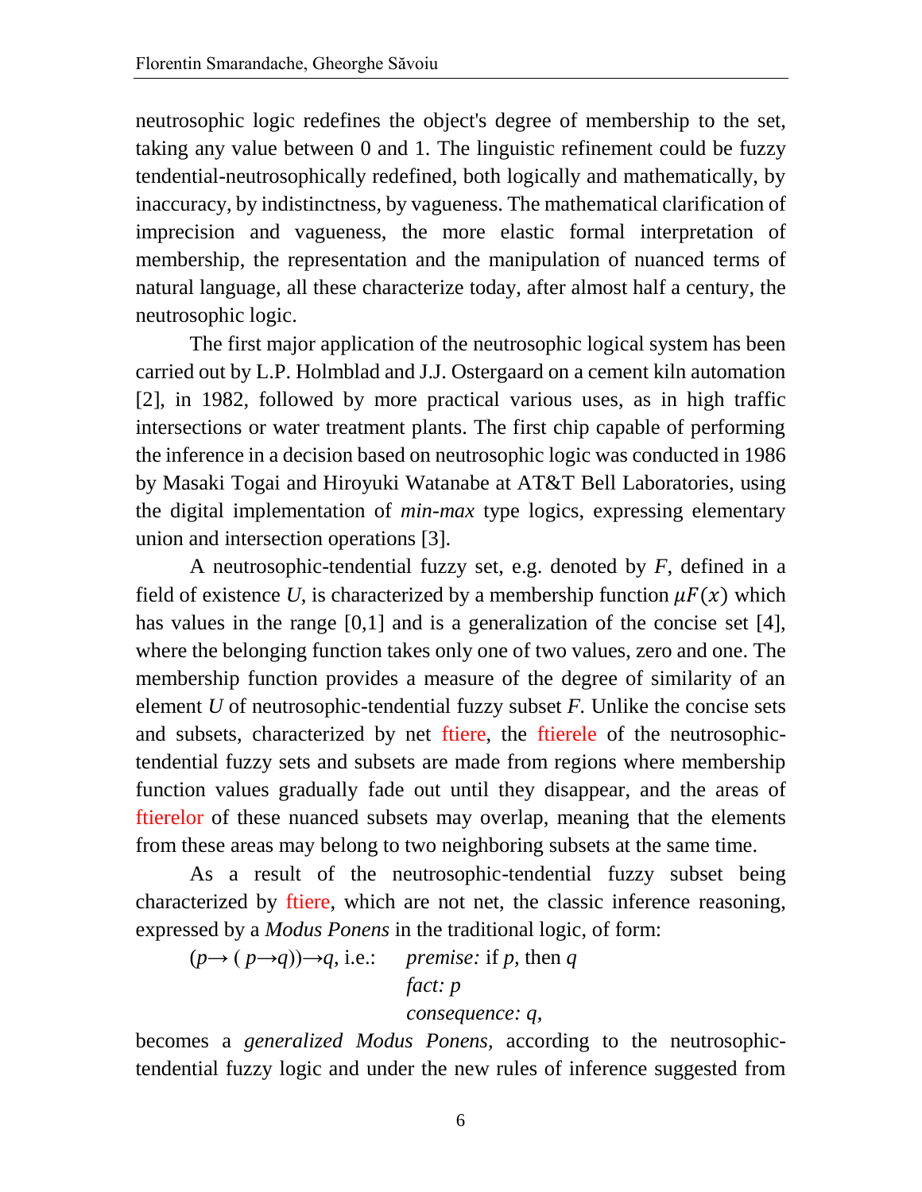neutrosophic logic redefines the object's degree of membership to the set, taking any value between 0 and 1. The linguistic refinement could be fuzzy tendential-neutrosophically redefined, both logically and mathematically, by inaccuracy, by indistinctness, by vagueness. The mathematical clarification of imprecision and vagueness, the more elastic formal interpretation of membership, the representation and the manipulation of nuanced terms of natural language, all these characterize today, after almost half a century, the neutrosophic logic.

The first major application of the neutrosophic logical system has been carried out by L.P. Holmblad and J.J. Ostergaard on a cement kiln automation [2], in 1982, followed by more practical various uses, as in high traffic intersections or water treatment plants. The first chip capable of performing the inference in a decision based on neutrosophic logic was conducted in 1986 by Masaki Togai and Hiroyuki Watanabe at AT&T Bell Laboratories, using the digital implementation of *min-max* type logics, expressing elementary union and intersection operations [3].

A neutrosophic-tendential fuzzy set, e.g. denoted by $F$, defined in a field of existence $U$, is characterized by a membership function $\mu F(x)$ which has values in the range [0,1] and is a generalization of the concise set [4], where the belonging function takes only one of two values, zero and one. The membership function provides a measure of the degree of similarity of an element $U$ of neutrosophic-tendential fuzzy subset $F$. Unlike the concise sets and subsets, characterized by net ftiere, the ftierele of the neutrosophic-tendential fuzzy sets and subsets are made from regions where membership function values gradually fade out until they disappear, and the areas of ftierelor of these nuanced subsets may overlap, meaning that the elements from these areas may belong to two neighboring subsets at the same time.

As a result of the neutrosophic-tendential fuzzy subset being characterized by ftiere, which are not net, the classic inference reasoning, expressed by a *Modus Ponens* in the traditional logic, of form:

$(p \rightarrow (p \rightarrow q)) \rightarrow q$, i.e.: *premise:* if $p$, then $q$

*fact:* $p$

*consequence:* $q$,

becomes a *generalized Modus Ponens*, according to the neutrosophic-tendential fuzzy logic and under the new rules of inference suggested from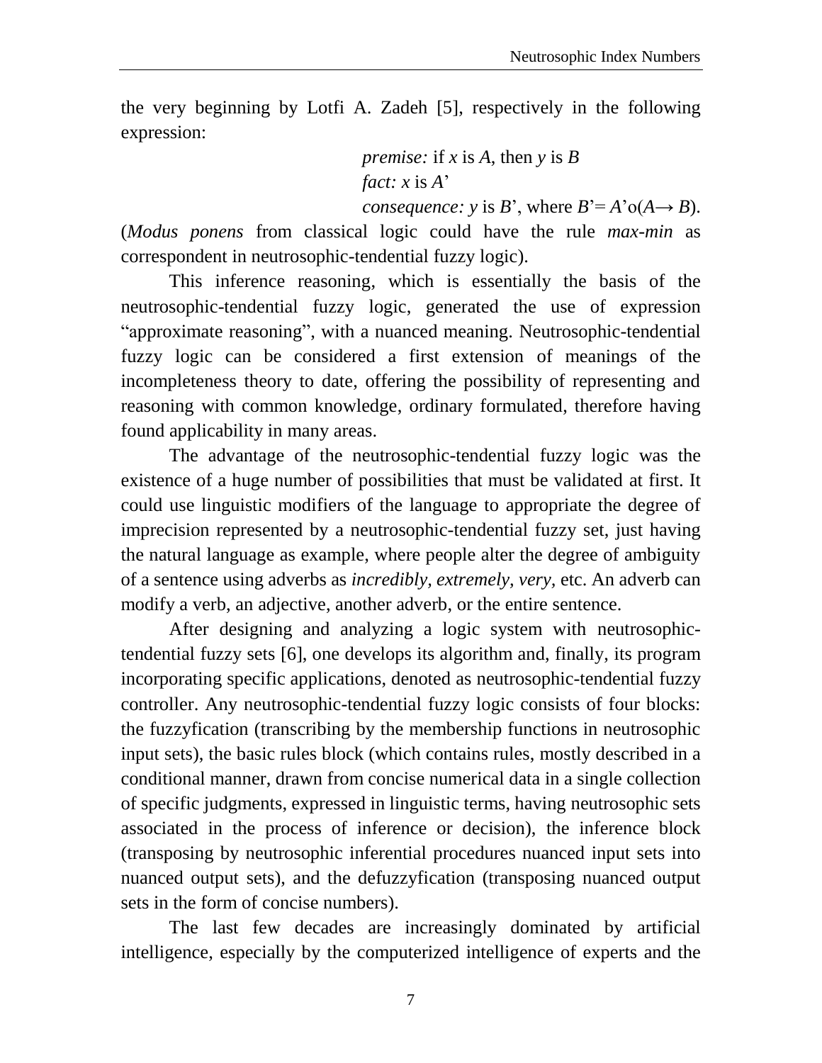the very beginning by Lotfi A. Zadeh [5], respectively in the following expression:

*premise:* if $x$ is $A$, then $y$ is $B$
*fact:* $x$ is $A'$
*consequence:* $y$ is $B'$, where $B' = A' \circ (A \rightarrow B)$.

(*Modus ponens* from classical logic could have the rule *max-min* as correspondent in neutrosophic-tendential fuzzy logic).

This inference reasoning, which is essentially the basis of the neutrosophic-tendential fuzzy logic, generated the use of expression "approximate reasoning", with a nuanced meaning. Neutrosophic-tendential fuzzy logic can be considered a first extension of meanings of the incompleteness theory to date, offering the possibility of representing and reasoning with common knowledge, ordinary formulated, therefore having found applicability in many areas.

The advantage of the neutrosophic-tendential fuzzy logic was the existence of a huge number of possibilities that must be validated at first. It could use linguistic modifiers of the language to appropriate the degree of imprecision represented by a neutrosophic-tendential fuzzy set, just having the natural language as example, where people alter the degree of ambiguity of a sentence using adverbs as *incredibly, extremely, very,* etc. An adverb can modify a verb, an adjective, another adverb, or the entire sentence.

After designing and analyzing a logic system with neutrosophic-tendential fuzzy sets [6], one develops its algorithm and, finally, its program incorporating specific applications, denoted as neutrosophic-tendential fuzzy controller. Any neutrosophic-tendential fuzzy logic consists of four blocks: the fuzzyfication (transcribing by the membership functions in neutrosophic input sets), the basic rules block (which contains rules, mostly described in a conditional manner, drawn from concise numerical data in a single collection of specific judgments, expressed in linguistic terms, having neutrosophic sets associated in the process of inference or decision), the inference block (transposing by neutrosophic inferential procedures nuanced input sets into nuanced output sets), and the defuzzyfication (transposing nuanced output sets in the form of concise numbers).

The last few decades are increasingly dominated by artificial intelligence, especially by the computerized intelligence of experts and the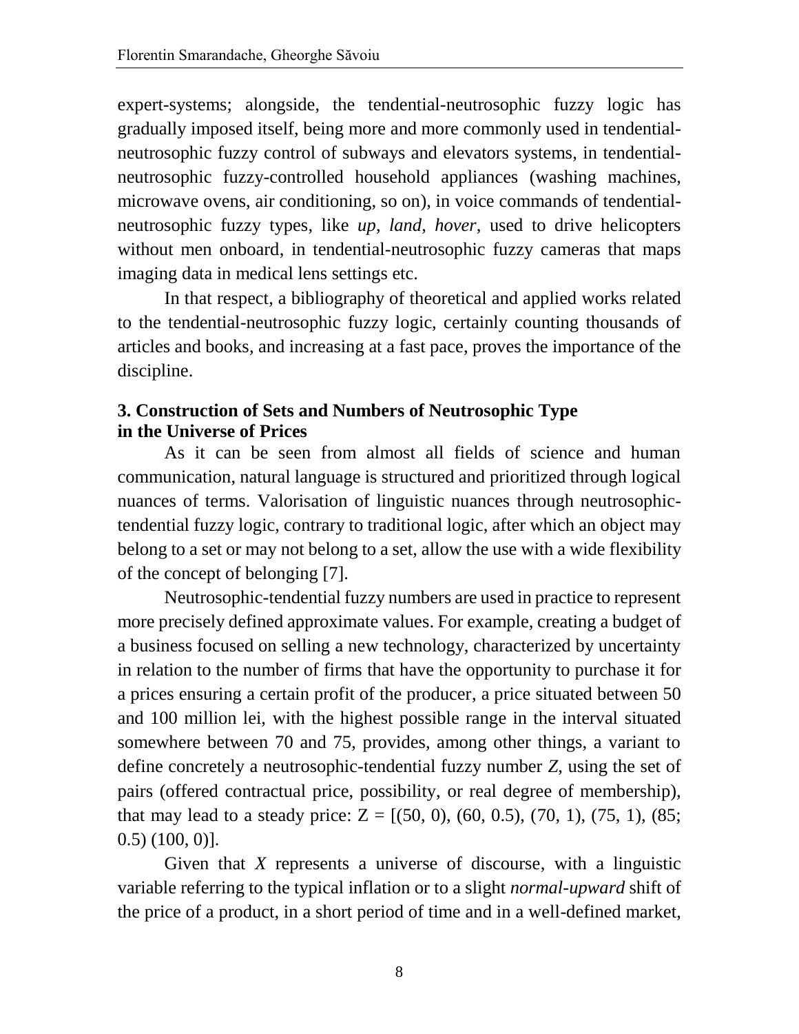expert-systems; alongside, the tendential-neutrosophic fuzzy logic has gradually imposed itself, being more and more commonly used in tendential-neutrosophic fuzzy control of subways and elevators systems, in tendential-neutrosophic fuzzy-controlled household appliances (washing machines, microwave ovens, air conditioning, so on), in voice commands of tendential-neutrosophic fuzzy types, like *up*, *land*, *hover*, used to drive helicopters without men onboard, in tendential-neutrosophic fuzzy cameras that maps imaging data in medical lens settings etc.

In that respect, a bibliography of theoretical and applied works related to the tendential-neutrosophic fuzzy logic, certainly counting thousands of articles and books, and increasing at a fast pace, proves the importance of the discipline.

### 3. Construction of Sets and Numbers of Neutrosophic Type in the Universe of Prices

As it can be seen from almost all fields of science and human communication, natural language is structured and prioritized through logical nuances of terms. Valorisation of linguistic nuances through neutrosophic-tendential fuzzy logic, contrary to traditional logic, after which an object may belong to a set or may not belong to a set, allow the use with a wide flexibility of the concept of belonging [7].

Neutrosophic-tendential fuzzy numbers are used in practice to represent more precisely defined approximate values. For example, creating a budget of a business focused on selling a new technology, characterized by uncertainty in relation to the number of firms that have the opportunity to purchase it for a prices ensuring a certain profit of the producer, a price situated between 50 and 100 million lei, with the highest possible range in the interval situated somewhere between 70 and 75, provides, among other things, a variant to define concretely a neutrosophic-tendential fuzzy number *Z*, using the set of pairs (offered contractual price, possibility, or real degree of membership), that may lead to a steady price: Z = [(50, 0), (60, 0.5), (70, 1), (75, 1), (85; 0.5) (100, 0)].

Given that *X* represents a universe of discourse, with a linguistic variable referring to the typical inflation or to a slight *normal-upward* shift of the price of a product, in a short period of time and in a well-defined market,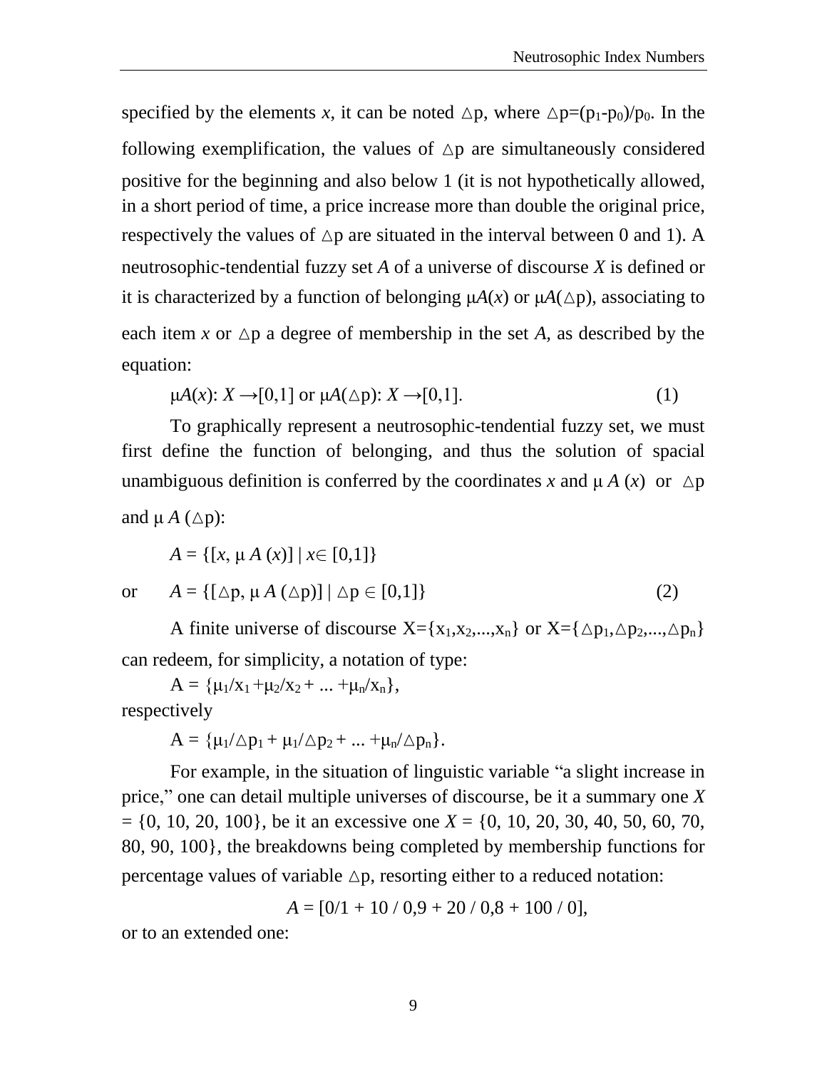specified by the elements *x*, it can be noted $\triangle$p, where $\triangle p=(p_1-p_0)/p_0$. In the following exemplification, the values of $\triangle$p are simultaneously considered positive for the beginning and also below 1 (it is not hypothetically allowed, in a short period of time, a price increase more than double the original price, respectively the values of $\triangle$p are situated in the interval between 0 and 1). A neutrosophic-tendential fuzzy set *A* of a universe of discourse *X* is defined or it is characterized by a function of belonging $\mu A(x)$ or $\mu A(\triangle p)$, associating to each item *x* or $\triangle$p a degree of membership in the set *A*, as described by the equation:

$$\mu A(x): X \to [0,1] \text{ or } \mu A(\triangle p): X \to [0,1]. \quad (1)$$

To graphically represent a neutrosophic-tendential fuzzy set, we must first define the function of belonging, and thus the solution of spacial unambiguous definition is conferred by the coordinates *x* and $\mu A(x)$ or $\triangle$p and $\mu A(\triangle p)$:

$$A = \{[x, \mu A(x)] \mid x \in [0,1]\}$$

or

$$A = \{[\triangle p, \mu A(\triangle p)] \mid \triangle p \in [0,1]\} \quad (2)$$

A finite universe of discourse $X=\{x_1,x_2,...,x_n\}$ or $X=\{\triangle p_1,\triangle p_2,...,\triangle p_n\}$ can redeem, for simplicity, a notation of type:

$$A = \{\mu_1/x_1 + \mu_2/x_2 + ... + \mu_n/x_n\},$$

respectively

$$A = \{\mu_1/\triangle p_1 + \mu_1/\triangle p_2 + ... + \mu_n/\triangle p_n\}.$$

For example, in the situation of linguistic variable "a slight increase in price," one can detail multiple universes of discourse, be it a summary one $X = \{0, 10, 20, 100\}$, be it an excessive one $X = \{0, 10, 20, 30, 40, 50, 60, 70, 80, 90, 100\}$, the breakdowns being completed by membership functions for percentage values of variable $\triangle$p, resorting either to a reduced notation:

$$A = [0/1 + 10 / 0{,}9 + 20 / 0{,}8 + 100 / 0],$$

or to an extended one: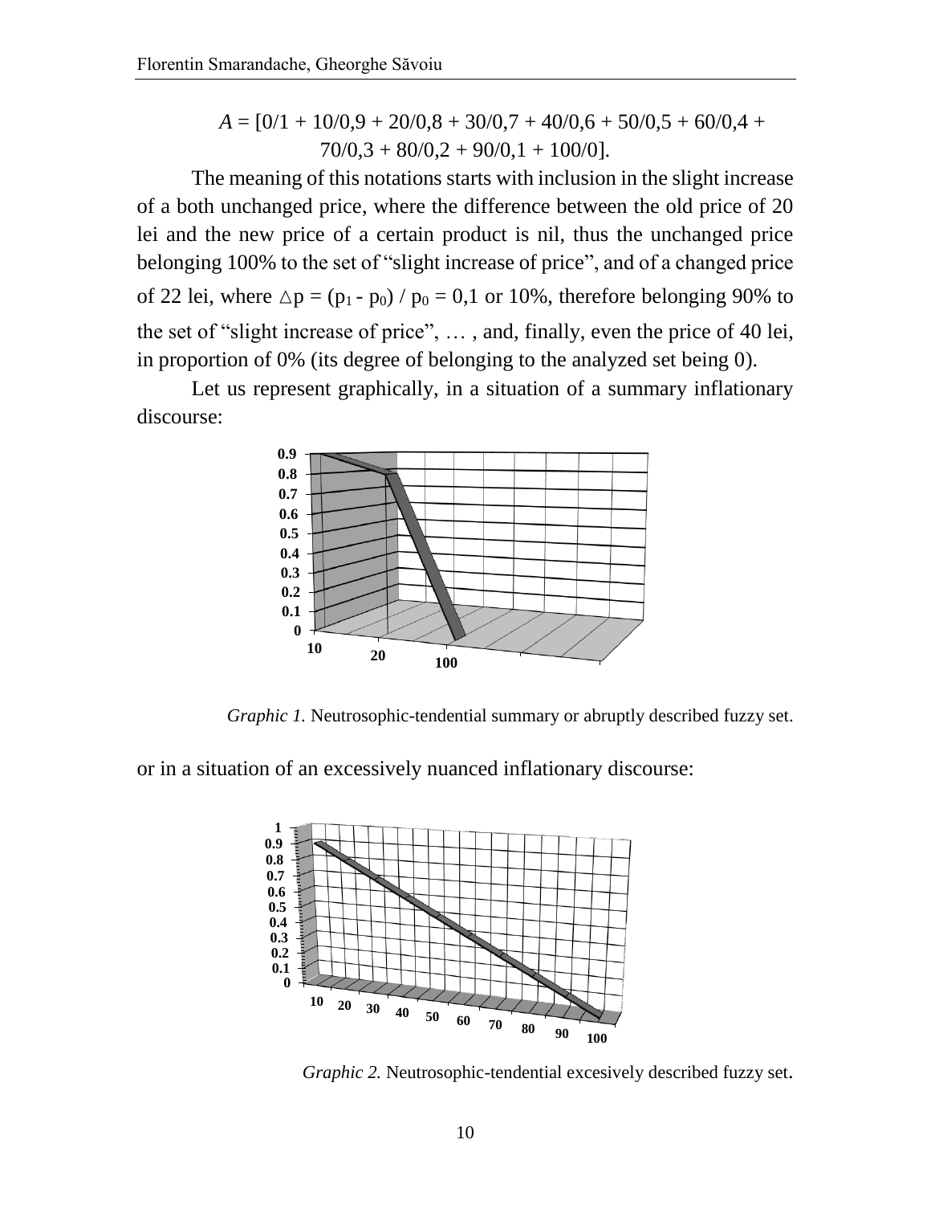$$A = [0/1 + 10/0{,}9 + 20/0{,}8 + 30/0{,}7 + 40/0{,}6 + 50/0{,}5 + 60/0{,}4 + 70/0{,}3 + 80/0{,}2 + 90/0{,}1 + 100/0].$$

The meaning of this notations starts with inclusion in the slight increase of a both unchanged price, where the difference between the old price of 20 lei and the new price of a certain product is nil, thus the unchanged price belonging 100% to the set of "slight increase of price", and of a changed price of 22 lei, where $\triangle p = (p_1 - p_0) / p_0 = 0{,}1$ or 10%, therefore belonging 90% to the set of "slight increase of price", … , and, finally, even the price of 40 lei, in proportion of 0% (its degree of belonging to the analyzed set being 0).

Let us represent graphically, in a situation of a summary inflationary discourse:

*Graphic 1.* Neutrosophic-tendential summary or abruptly described fuzzy set.

or in a situation of an excessively nuanced inflationary discourse:

*Graphic 2.* Neutrosophic-tendential excesively described fuzzy set.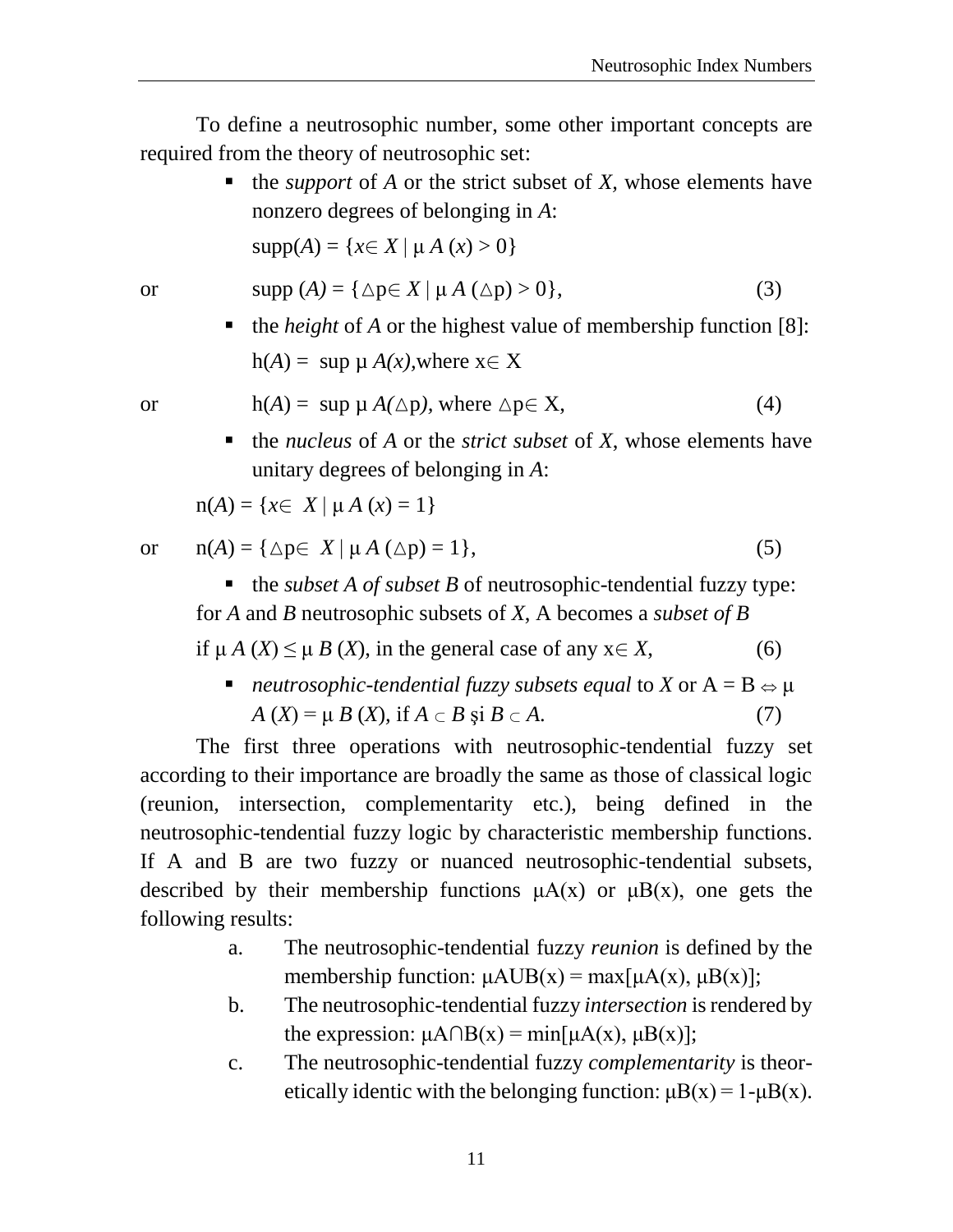To define a neutrosophic number, some other important concepts are required from the theory of neutrosophic set:

- the *support* of *A* or the strict subset of *X*, whose elements have nonzero degrees of belonging in *A*:

  $\text{supp}(A) = \{x \in X \mid \mu A(x) > 0\}$

or $\qquad \text{supp}(A) = \{\triangle p \in X \mid \mu A(\triangle p) > 0\}, \qquad (3)$

- the *height* of *A* or the highest value of membership function [8]:

  $h(A) = \sup \mu A(x)$, where $x \in X$

or $\qquad h(A) = \sup \mu A(\triangle p)$, where $\triangle p \in X, \qquad (4)$

- the *nucleus* of *A* or the *strict subset* of *X*, whose elements have unitary degrees of belonging in *A*:

$n(A) = \{x \in X \mid \mu A(x) = 1\}$

or $\qquad n(A) = \{\triangle p \in X \mid \mu A(\triangle p) = 1\}, \qquad (5)$

- the *subset A of subset B* of neutrosophic-tendential fuzzy type: for *A* and *B* neutrosophic subsets of *X*, A becomes a *subset of B*

if $\mu A(X) \leq \mu B(X)$, in the general case of any $x \in X$, $\qquad (6)$

- *neutrosophic-tendential fuzzy subsets equal* to *X* or $A = B \Leftrightarrow \mu A(X) = \mu B(X)$, if $A \subset B$ şi $B \subset A$. $\qquad (7)$

The first three operations with neutrosophic-tendential fuzzy set according to their importance are broadly the same as those of classical logic (reunion, intersection, complementarity etc.), being defined in the neutrosophic-tendential fuzzy logic by characteristic membership functions. If A and B are two fuzzy or nuanced neutrosophic-tendential subsets, described by their membership functions $\mu A(x)$ or $\mu B(x)$, one gets the following results:

a. The neutrosophic-tendential fuzzy *reunion* is defined by the membership function: $\mu A \cup B(x) = \max[\mu A(x), \mu B(x)]$;

b. The neutrosophic-tendential fuzzy *intersection* is rendered by the expression: $\mu A \cap B(x) = \min[\mu A(x), \mu B(x)]$;

c. The neutrosophic-tendential fuzzy *complementarity* is theoretically identic with the belonging function: $\mu B(x) = 1 - \mu B(x)$.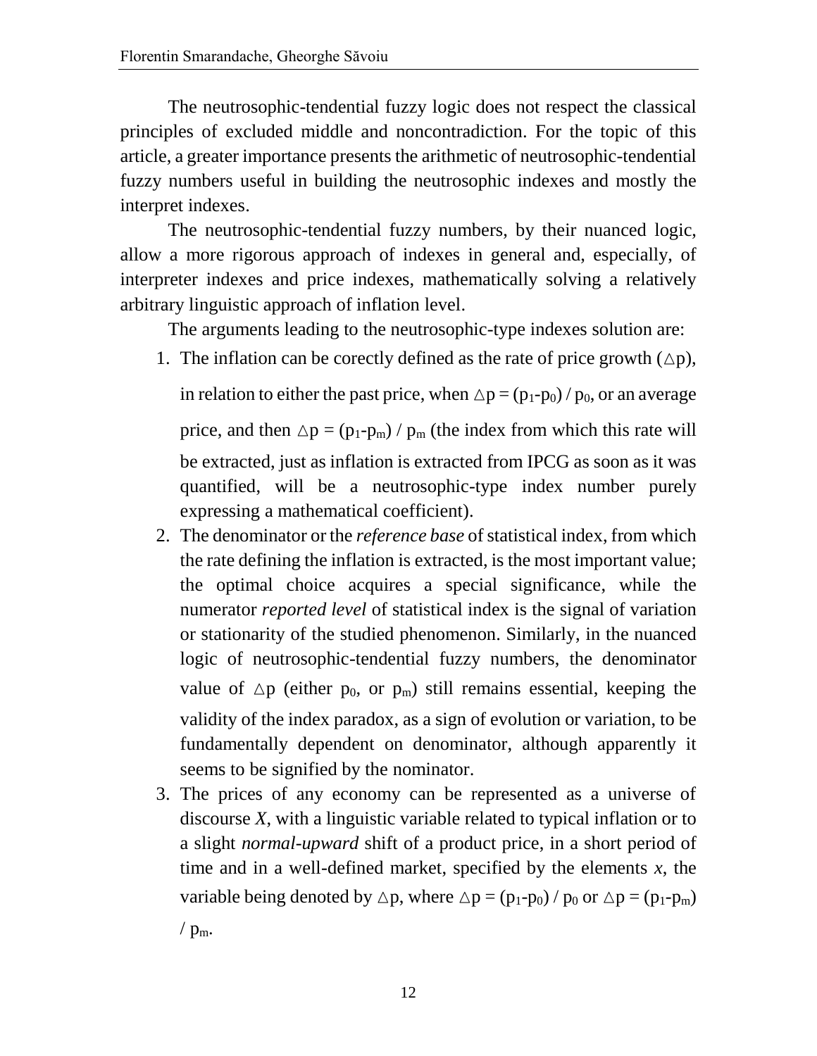The neutrosophic-tendential fuzzy logic does not respect the classical principles of excluded middle and noncontradiction. For the topic of this article, a greater importance presents the arithmetic of neutrosophic-tendential fuzzy numbers useful in building the neutrosophic indexes and mostly the interpret indexes.

The neutrosophic-tendential fuzzy numbers, by their nuanced logic, allow a more rigorous approach of indexes in general and, especially, of interpreter indexes and price indexes, mathematically solving a relatively arbitrary linguistic approach of inflation level.

The arguments leading to the neutrosophic-type indexes solution are:

1. The inflation can be corectly defined as the rate of price growth ($\triangle p$), in relation to either the past price, when $\triangle p = (p_1 - p_0) / p_0$, or an average price, and then $\triangle p = (p_1 - p_m) / p_m$ (the index from which this rate will be extracted, just as inflation is extracted from IPCG as soon as it was quantified, will be a neutrosophic-type index number purely expressing a mathematical coefficient).
2. The denominator or the *reference base* of statistical index, from which the rate defining the inflation is extracted, is the most important value; the optimal choice acquires a special significance, while the numerator *reported level* of statistical index is the signal of variation or stationarity of the studied phenomenon. Similarly, in the nuanced logic of neutrosophic-tendential fuzzy numbers, the denominator value of $\triangle p$ (either $p_0$, or $p_m$) still remains essential, keeping the validity of the index paradox, as a sign of evolution or variation, to be fundamentally dependent on denominator, although apparently it seems to be signified by the nominator.
3. The prices of any economy can be represented as a universe of discourse *X*, with a linguistic variable related to typical inflation or to a slight *normal-upward* shift of a product price, in a short period of time and in a well-defined market, specified by the elements *x*, the variable being denoted by $\triangle p$, where $\triangle p = (p_1 - p_0) / p_0$ or $\triangle p = (p_1 - p_m) / p_m$.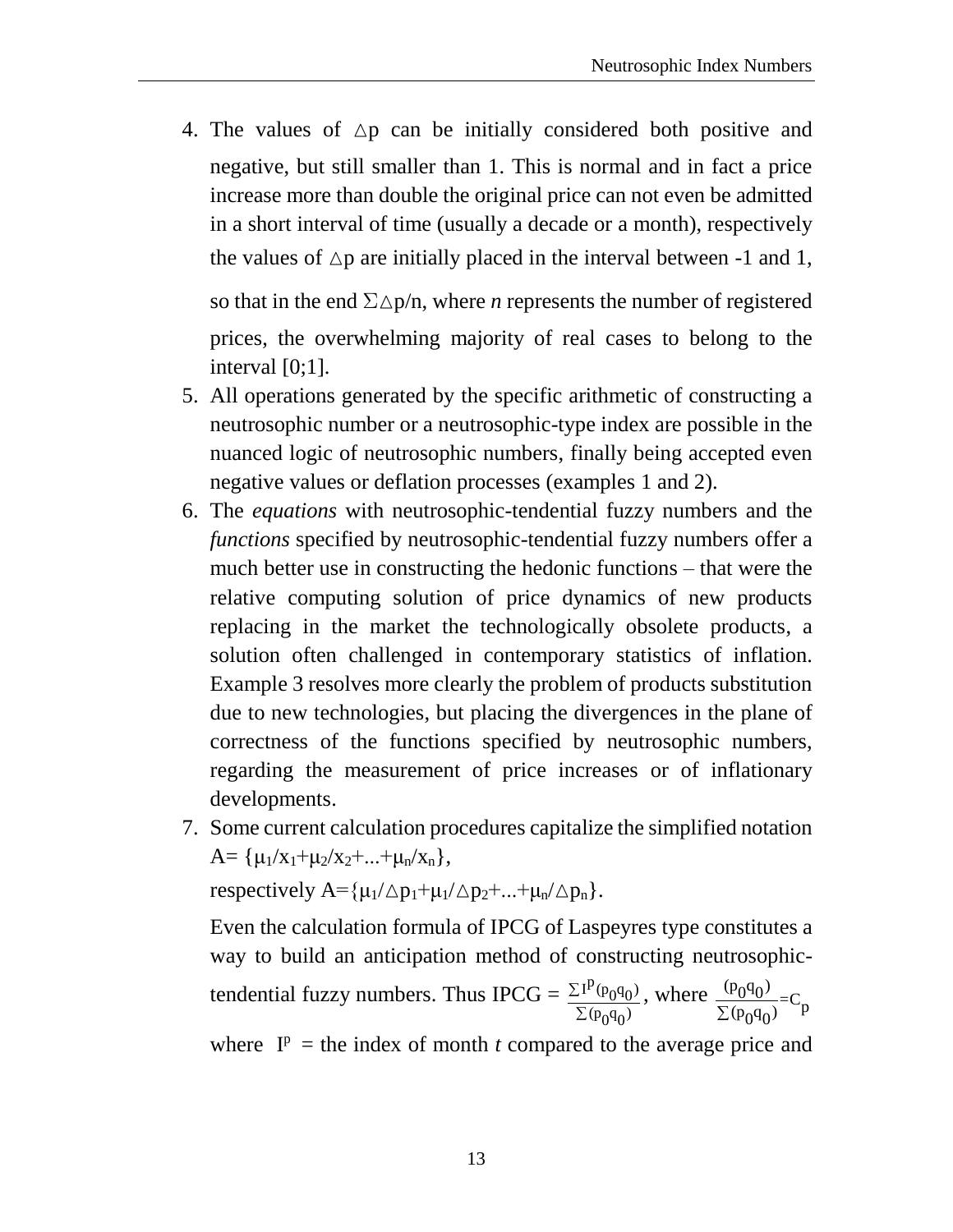4. The values of $\triangle p$ can be initially considered both positive and negative, but still smaller than 1. This is normal and in fact a price increase more than double the original price can not even be admitted in a short interval of time (usually a decade or a month), respectively the values of $\triangle p$ are initially placed in the interval between -1 and 1, so that in the end $\Sigma\triangle p/n$, where *n* represents the number of registered prices, the overwhelming majority of real cases to belong to the interval [0;1].
5. All operations generated by the specific arithmetic of constructing a neutrosophic number or a neutrosophic-type index are possible in the nuanced logic of neutrosophic numbers, finally being accepted even negative values or deflation processes (examples 1 and 2).
6. The *equations* with neutrosophic-tendential fuzzy numbers and the *functions* specified by neutrosophic-tendential fuzzy numbers offer a much better use in constructing the hedonic functions – that were the relative computing solution of price dynamics of new products replacing in the market the technologically obsolete products, a solution often challenged in contemporary statistics of inflation. Example 3 resolves more clearly the problem of products substitution due to new technologies, but placing the divergences in the plane of correctness of the functions specified by neutrosophic numbers, regarding the measurement of price increases or of inflationary developments.
7. Some current calculation procedures capitalize the simplified notation $A=\{\mu_1/x_1+\mu_2/x_2+...+\mu_n/x_n\}$,

   respectively $A=\{\mu_1/\triangle p_1+\mu_1/\triangle p_2+...+\mu_n/\triangle p_n\}$.

   Even the calculation formula of IPCG of Laspeyres type constitutes a way to build an anticipation method of constructing neutrosophic-tendential fuzzy numbers. Thus IPCG = $\frac{\Sigma I^p(p_0q_0)}{\Sigma(p_0q_0)}$, where $\frac{(p_0q_0)}{\Sigma(p_0q_0)}=C_p$

   where $I^p$ = the index of month *t* compared to the average price and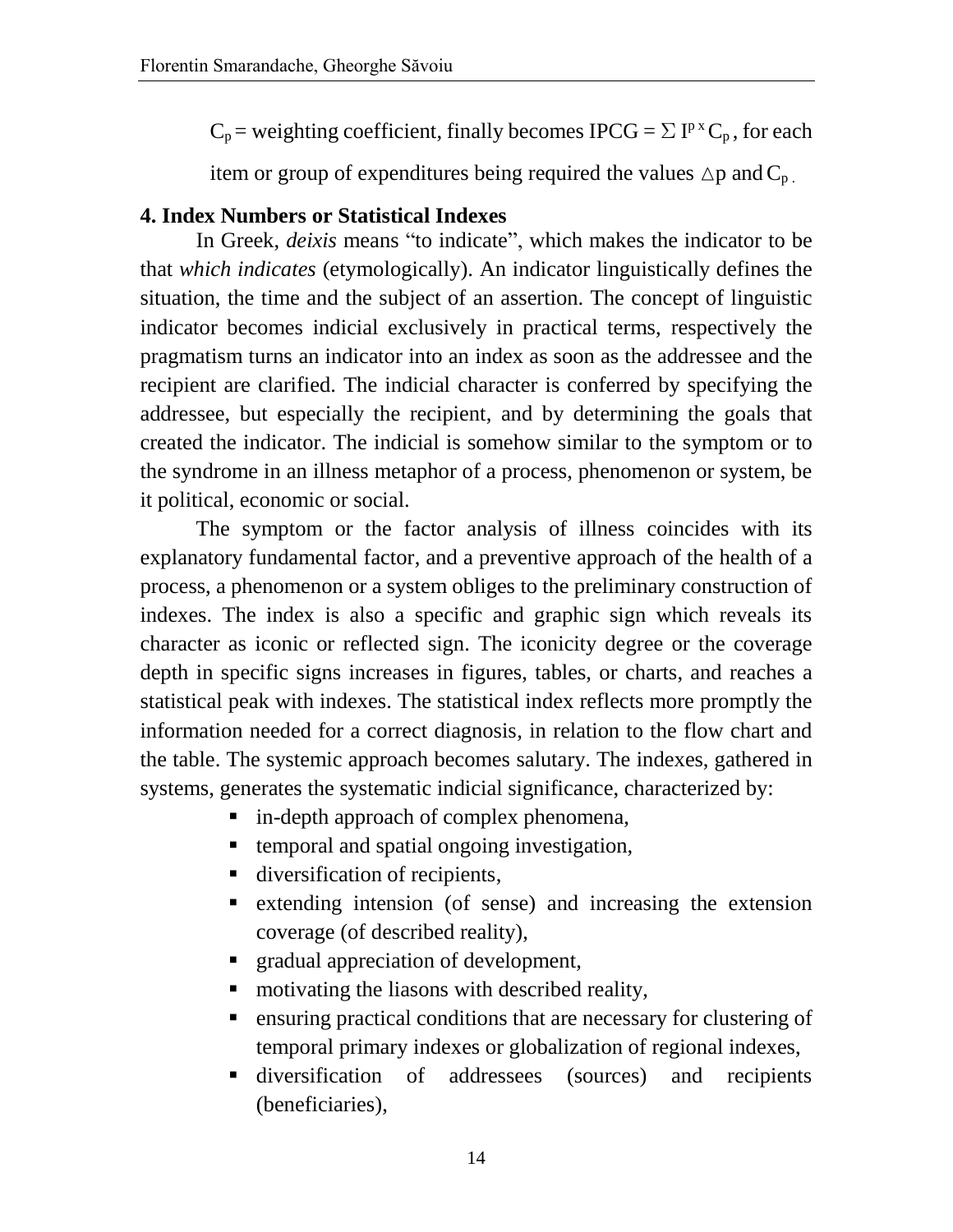$C_p$ = weighting coefficient, finally becomes IPCG = $\Sigma$ $I^{p}$ x $C_p$, for each item or group of expenditures being required the values $\triangle$p and $C_p$.

**4. Index Numbers or Statistical Indexes**

In Greek, *deixis* means "to indicate", which makes the indicator to be that *which indicates* (etymologically). An indicator linguistically defines the situation, the time and the subject of an assertion. The concept of linguistic indicator becomes indicial exclusively in practical terms, respectively the pragmatism turns an indicator into an index as soon as the addressee and the recipient are clarified. The indicial character is conferred by specifying the addressee, but especially the recipient, and by determining the goals that created the indicator. The indicial is somehow similar to the symptom or to the syndrome in an illness metaphor of a process, phenomenon or system, be it political, economic or social.

The symptom or the factor analysis of illness coincides with its explanatory fundamental factor, and a preventive approach of the health of a process, a phenomenon or a system obliges to the preliminary construction of indexes. The index is also a specific and graphic sign which reveals its character as iconic or reflected sign. The iconicity degree or the coverage depth in specific signs increases in figures, tables, or charts, and reaches a statistical peak with indexes. The statistical index reflects more promptly the information needed for a correct diagnosis, in relation to the flow chart and the table. The systemic approach becomes salutary. The indexes, gathered in systems, generates the systematic indicial significance, characterized by:

- in-depth approach of complex phenomena,
- temporal and spatial ongoing investigation,
- diversification of recipients,
- extending intension (of sense) and increasing the extension coverage (of described reality),
- gradual appreciation of development,
- motivating the liasons with described reality,
- ensuring practical conditions that are necessary for clustering of temporal primary indexes or globalization of regional indexes,
- diversification of addressees (sources) and recipients (beneficiaries),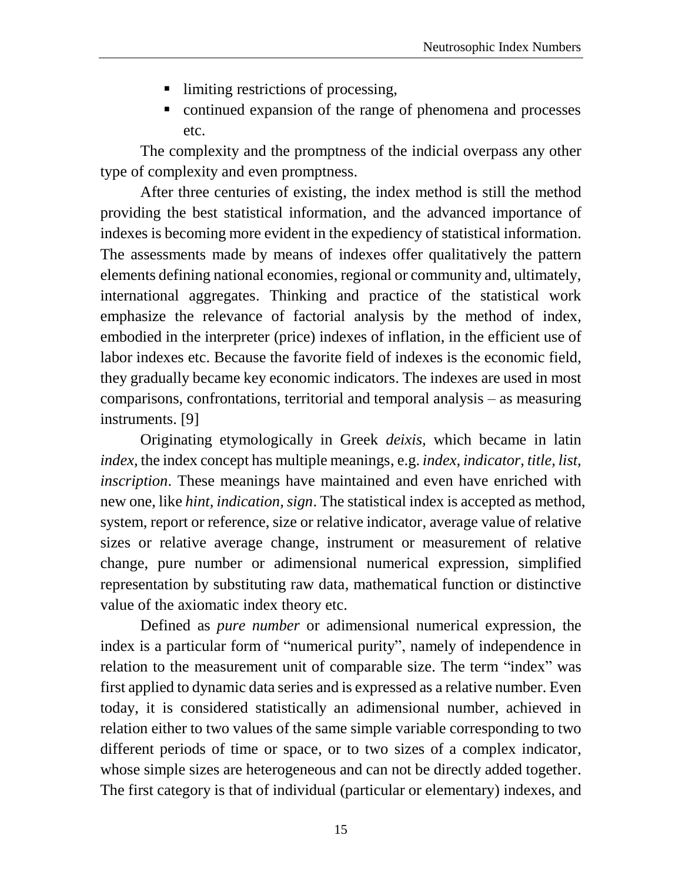- limiting restrictions of processing,
- continued expansion of the range of phenomena and processes etc.

The complexity and the promptness of the indicial overpass any other type of complexity and even promptness.

After three centuries of existing, the index method is still the method providing the best statistical information, and the advanced importance of indexes is becoming more evident in the expediency of statistical information. The assessments made by means of indexes offer qualitatively the pattern elements defining national economies, regional or community and, ultimately, international aggregates. Thinking and practice of the statistical work emphasize the relevance of factorial analysis by the method of index, embodied in the interpreter (price) indexes of inflation, in the efficient use of labor indexes etc. Because the favorite field of indexes is the economic field, they gradually became key economic indicators. The indexes are used in most comparisons, confrontations, territorial and temporal analysis – as measuring instruments. [9]

Originating etymologically in Greek *deixis,* which became in latin *index,* the index concept has multiple meanings, e.g. *index, indicator, title, list, inscription*. These meanings have maintained and even have enriched with new one, like *hint, indication, sign*. The statistical index is accepted as method, system, report or reference, size or relative indicator, average value of relative sizes or relative average change, instrument or measurement of relative change, pure number or adimensional numerical expression, simplified representation by substituting raw data, mathematical function or distinctive value of the axiomatic index theory etc.

Defined as *pure number* or adimensional numerical expression, the index is a particular form of "numerical purity", namely of independence in relation to the measurement unit of comparable size. The term "index" was first applied to dynamic data series and is expressed as a relative number. Even today, it is considered statistically an adimensional number, achieved in relation either to two values of the same simple variable corresponding to two different periods of time or space, or to two sizes of a complex indicator, whose simple sizes are heterogeneous and can not be directly added together. The first category is that of individual (particular or elementary) indexes, and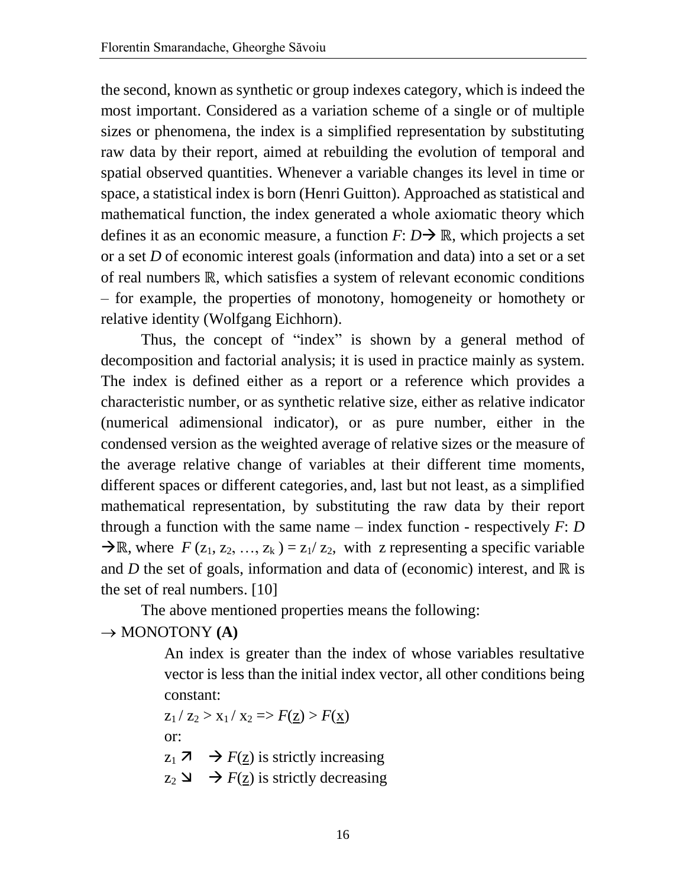the second, known as synthetic or group indexes category, which is indeed the most important. Considered as a variation scheme of a single or of multiple sizes or phenomena, the index is a simplified representation by substituting raw data by their report, aimed at rebuilding the evolution of temporal and spatial observed quantities. Whenever a variable changes its level in time or space, a statistical index is born (Henri Guitton). Approached as statistical and mathematical function, the index generated a whole axiomatic theory which defines it as an economic measure, a function $F: D \rightarrow \mathbb{R}$, which projects a set or a set $D$ of economic interest goals (information and data) into a set or a set of real numbers $\mathbb{R}$, which satisfies a system of relevant economic conditions – for example, the properties of monotony, homogeneity or homothety or relative identity (Wolfgang Eichhorn).

Thus, the concept of "index" is shown by a general method of decomposition and factorial analysis; it is used in practice mainly as system. The index is defined either as a report or a reference which provides a characteristic number, or as synthetic relative size, either as relative indicator (numerical adimensional indicator), or as pure number, either in the condensed version as the weighted average of relative sizes or the measure of the average relative change of variables at their different time moments, different spaces or different categories, and, last but not least, as a simplified mathematical representation, by substituting the raw data by their report through a function with the same name – index function - respectively $F: D \rightarrow \mathbb{R}$, where $F(z_1, z_2, \ldots, z_k) = z_1 / z_2$, with z representing a specific variable and $D$ the set of goals, information and data of (economic) interest, and $\mathbb{R}$ is the set of real numbers. [10]

The above mentioned properties means the following:

→ MONOTONY **(A)**

> An index is greater than the index of whose variables resultative vector is less than the initial index vector, all other conditions being constant:
>
> $z_1 / z_2 > x_1 / x_2 \Rightarrow F(\underline{z}) > F(\underline{x})$
>
> or:
>
> $z_1 \nearrow \;\; \rightarrow F(\underline{z})$ is strictly increasing
>
> $z_2 \searrow \;\; \rightarrow F(\underline{z})$ is strictly decreasing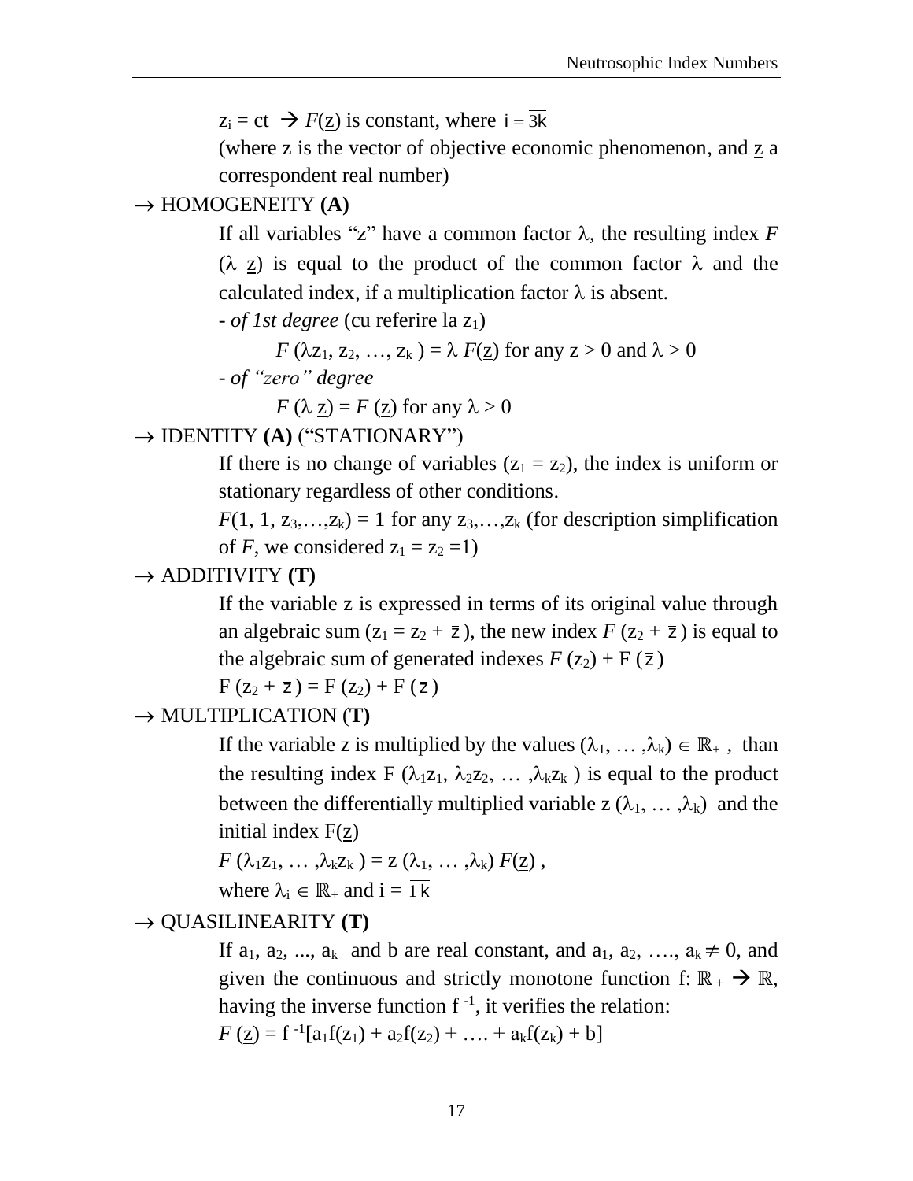$z_i = ct \rightarrow F(\underline{z})$ is constant, where $i = \overline{3k}$

(where z is the vector of objective economic phenomenon, and $\underline{z}$ a correspondent real number)

→ HOMOGENEITY **(A)**

If all variables "z" have a common factor $\lambda$, the resulting index $F$ $(\lambda\ \underline{z})$ is equal to the product of the common factor $\lambda$ and the calculated index, if a multiplication factor $\lambda$ is absent.

- *of 1st degree* (cu referire la $z_1$)

$$F(\lambda z_1, z_2, \ldots, z_k) = \lambda F(\underline{z}) \text{ for any } z > 0 \text{ and } \lambda > 0$$

- *of "zero" degree*

$$F(\lambda\ \underline{z}) = F(\underline{z}) \text{ for any } \lambda > 0$$

→ IDENTITY **(A)** ("STATIONARY")

If there is no change of variables ($z_1 = z_2$), the index is uniform or stationary regardless of other conditions.

$F(1, 1, z_3,\ldots,z_k) = 1$ for any $z_3,\ldots,z_k$ (for description simplification of $F$, we considered $z_1 = z_2 = 1$)

→ ADDITIVITY **(T)**

If the variable z is expressed in terms of its original value through an algebraic sum ($z_1 = z_2 + \bar{z}$), the new index $F(z_2 + \bar{z})$ is equal to the algebraic sum of generated indexes $F(z_2) + F(\bar{z})$

$$F(z_2 + \bar{z}) = F(z_2) + F(\bar{z})$$

→ MULTIPLICATION (**T)**

If the variable z is multiplied by the values $(\lambda_1, \ldots, \lambda_k) \in \mathbb{R}_+$, than the resulting index $F(\lambda_1 z_1, \lambda_2 z_2, \ldots, \lambda_k z_k)$ is equal to the product between the differentially multiplied variable $z(\lambda_1, \ldots, \lambda_k)$ and the initial index $F(\underline{z})$

$$F(\lambda_1 z_1, \ldots, \lambda_k z_k) = z(\lambda_1, \ldots, \lambda_k) F(\underline{z}),$$

where $\lambda_i \in \mathbb{R}_+$ and $i = \overline{1k}$

→ QUASILINEARITY **(T)**

If $a_1, a_2, \ldots, a_k$ and b are real constant, and $a_1, a_2, \ldots, a_k \neq 0$, and given the continuous and strictly monotone function $f: \mathbb{R}_+ \rightarrow \mathbb{R}$, having the inverse function $f^{-1}$, it verifies the relation:

$$F(\underline{z}) = f^{-1}[a_1 f(z_1) + a_2 f(z_2) + \ldots + a_k f(z_k) + b]$$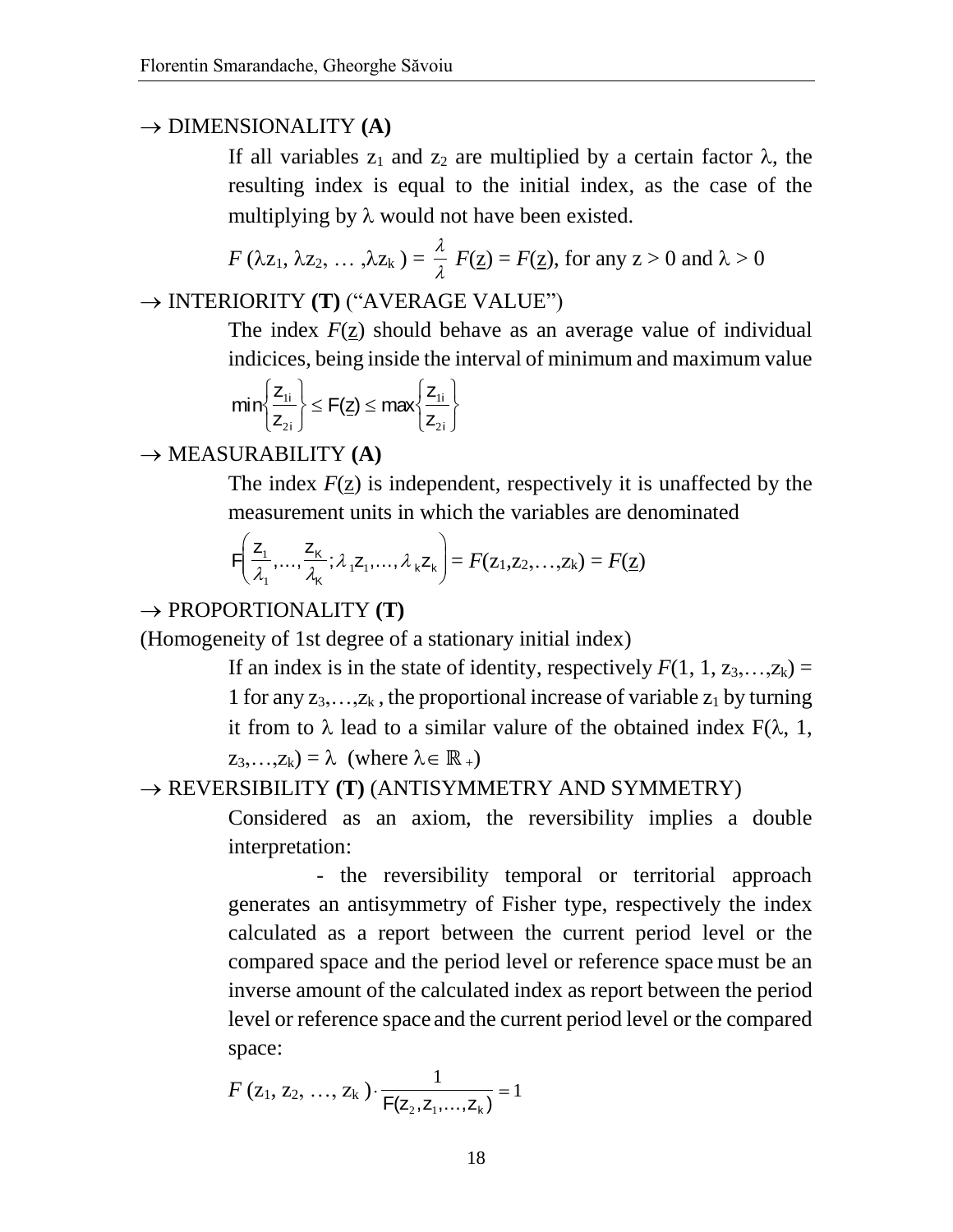→ DIMENSIONALITY **(A)**

If all variables $z_1$ and $z_2$ are multiplied by a certain factor $\lambda$, the resulting index is equal to the initial index, as the case of the multiplying by $\lambda$ would not have been existed.

$$F(\lambda z_1, \lambda z_2, \ldots, \lambda z_k) = \frac{\lambda}{\lambda} F(\underline{z}) = F(\underline{z}), \text{ for any } z > 0 \text{ and } \lambda > 0$$

→ INTERIORITY **(T)** ("AVERAGE VALUE")

The index $F(\underline{z})$ should behave as an average value of individual indicices, being inside the interval of minimum and maximum value

$$\min\left\{\frac{z_{1i}}{z_{2i}}\right\} \leq F(\underline{z}) \leq \max\left\{\frac{z_{1i}}{z_{2i}}\right\}$$

→ MEASURABILITY **(A)**

The index $F(\underline{z})$ is independent, respectively it is unaffected by the measurement units in which the variables are denominated

$$F\left(\frac{z_1}{\lambda_1}, \ldots, \frac{z_K}{\lambda_K}; \lambda_1 z_1, \ldots, \lambda_k z_k\right) = F(z_1, z_2, \ldots, z_k) = F(\underline{z})$$

→ PROPORTIONALITY **(T)**

(Homogeneity of 1st degree of a stationary initial index)

If an index is in the state of identity, respectively $F(1, 1, z_3, \ldots, z_k) = 1$ for any $z_3, \ldots, z_k$, the proportional increase of variable $z_1$ by turning it from to $\lambda$ lead to a similar valure of the obtained index $F(\lambda, 1, z_3, \ldots, z_k) = \lambda$ (where $\lambda \in \mathbb{R}_+$)

→ REVERSIBILITY **(T)** (ANTISYMMETRY AND SYMMETRY)

Considered as an axiom, the reversibility implies a double interpretation:

- the reversibility temporal or territorial approach generates an antisymmetry of Fisher type, respectively the index calculated as a report between the current period level or the compared space and the period level or reference space must be an inverse amount of the calculated index as report between the period level or reference space and the current period level or the compared space:

$$F(z_1, z_2, \ldots, z_k) \cdot \frac{1}{F(z_2, z_1, \ldots, z_k)} = 1$$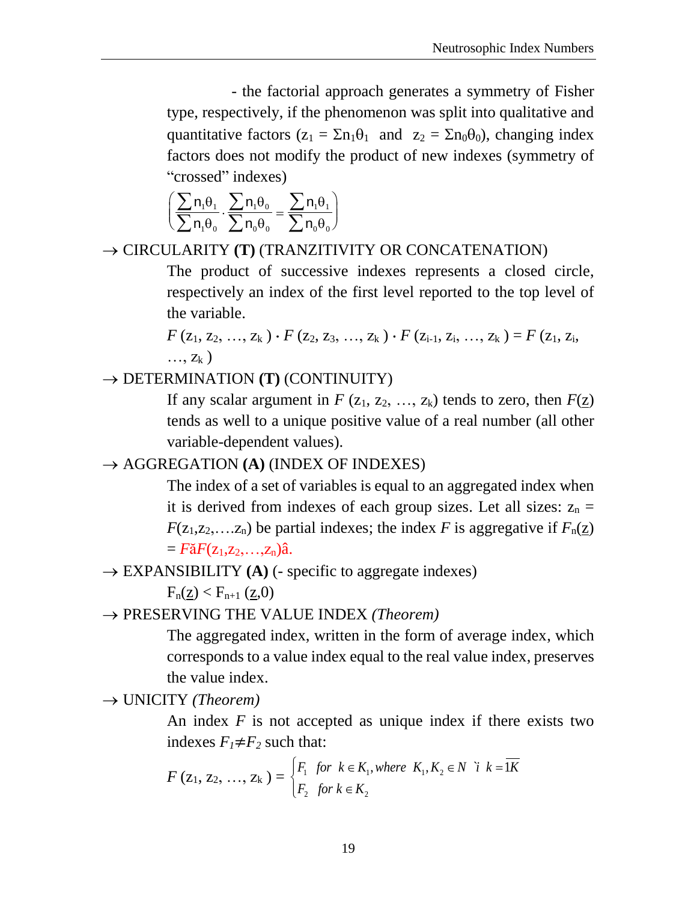- the factorial approach generates a symmetry of Fisher type, respectively, if the phenomenon was split into qualitative and quantitative factors ($z_1 = \Sigma n_1\theta_1$ and $z_2 = \Sigma n_0\theta_0$), changing index factors does not modify the product of new indexes (symmetry of "crossed" indexes)

$$\left(\frac{\sum n_1\theta_1}{\sum n_1\theta_0} \cdot \frac{\sum n_1\theta_0}{\sum n_0\theta_0} = \frac{\sum n_1\theta_1}{\sum n_0\theta_0}\right)$$

→ CIRCULARITY **(T)** (TRANZITIVITY OR CONCATENATION)

The product of successive indexes represents a closed circle, respectively an index of the first level reported to the top level of the variable.

$$F(z_1, z_2, \ldots, z_k) \cdot F(z_2, z_3, \ldots, z_k) \cdot F(z_{i-1}, z_i, \ldots, z_k) = F(z_1, z_i, \ldots, z_k)$$

→ DETERMINATION **(T)** (CONTINUITY)

If any scalar argument in $F(z_1, z_2, \ldots, z_k)$ tends to zero, then $F(\underline{z})$ tends as well to a unique positive value of a real number (all other variable-dependent values).

→ AGGREGATION **(A)** (INDEX OF INDEXES)

The index of a set of variables is equal to an aggregated index when it is derived from indexes of each group sizes. Let all sizes: $z_n = F(z_1, z_2, \ldots z_n)$ be partial indexes; the index $F$ is aggregative if $F_n(\underline{z}) = F$ă$F(z_1, z_2, \ldots, z_n)$â.

→ EXPANSIBILITY **(A)** (- specific to aggregate indexes)

$$F_n(\underline{z}) < F_{n+1}(\underline{z}, 0)$$

→ PRESERVING THE VALUE INDEX *(Theorem)*

The aggregated index, written in the form of average index, which corresponds to a value index equal to the real value index, preserves the value index.

→ UNICITY *(Theorem)*

An index $F$ is not accepted as unique index if there exists two indexes $F_1 \neq F_2$ such that:

$$F(z_1, z_2, \ldots, z_k) = \begin{cases} F_1 & \text{for } k \in K_1, \text{where } K_1, K_2 \in N \text{ `i } k = \overline{1K} \\ F_2 & \text{for } k \in K_2 \end{cases}$$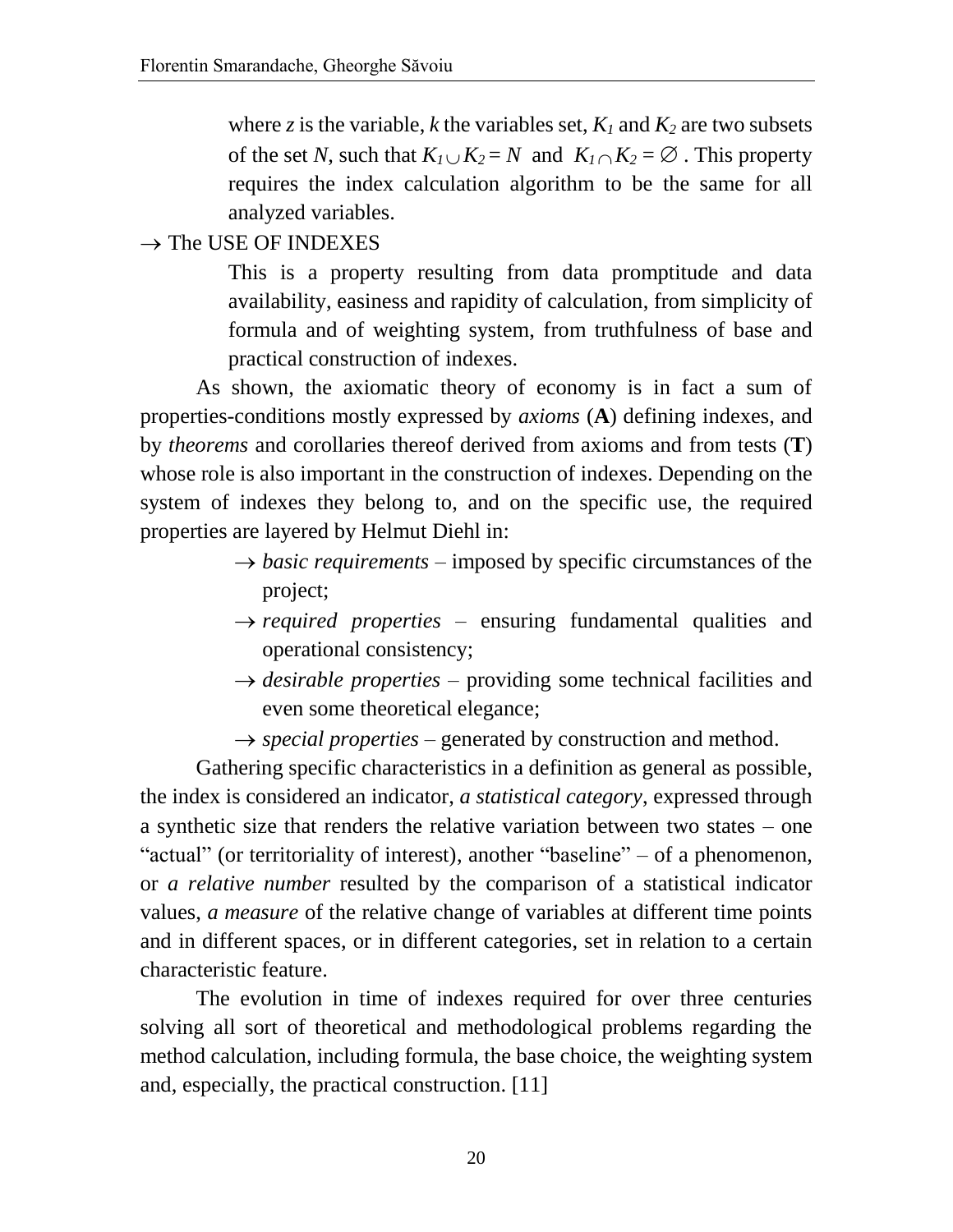where $z$ is the variable, $k$ the variables set, $K_1$ and $K_2$ are two subsets of the set $N$, such that $K_1 \cup K_2 = N$ and $K_1 \cap K_2 = \varnothing$ . This property requires the index calculation algorithm to be the same for all analyzed variables.

→ The USE OF INDEXES

This is a property resulting from data promptitude and data availability, easiness and rapidity of calculation, from simplicity of formula and of weighting system, from truthfulness of base and practical construction of indexes.

As shown, the axiomatic theory of economy is in fact a sum of properties-conditions mostly expressed by *axioms* (**A**) defining indexes, and by *theorems* and corollaries thereof derived from axioms and from tests (**T**) whose role is also important in the construction of indexes. Depending on the system of indexes they belong to, and on the specific use, the required properties are layered by Helmut Diehl in:

- → *basic requirements* – imposed by specific circumstances of the project;
- → *required properties* – ensuring fundamental qualities and operational consistency;
- → *desirable properties* – providing some technical facilities and even some theoretical elegance;
- → *special properties* – generated by construction and method.

Gathering specific characteristics in a definition as general as possible, the index is considered an indicator, *a statistical category*, expressed through a synthetic size that renders the relative variation between two states – one "actual" (or territoriality of interest), another "baseline" – of a phenomenon, or *a relative number* resulted by the comparison of a statistical indicator values, *a measure* of the relative change of variables at different time points and in different spaces, or in different categories, set in relation to a certain characteristic feature.

The evolution in time of indexes required for over three centuries solving all sort of theoretical and methodological problems regarding the method calculation, including formula, the base choice, the weighting system and, especially, the practical construction. [11]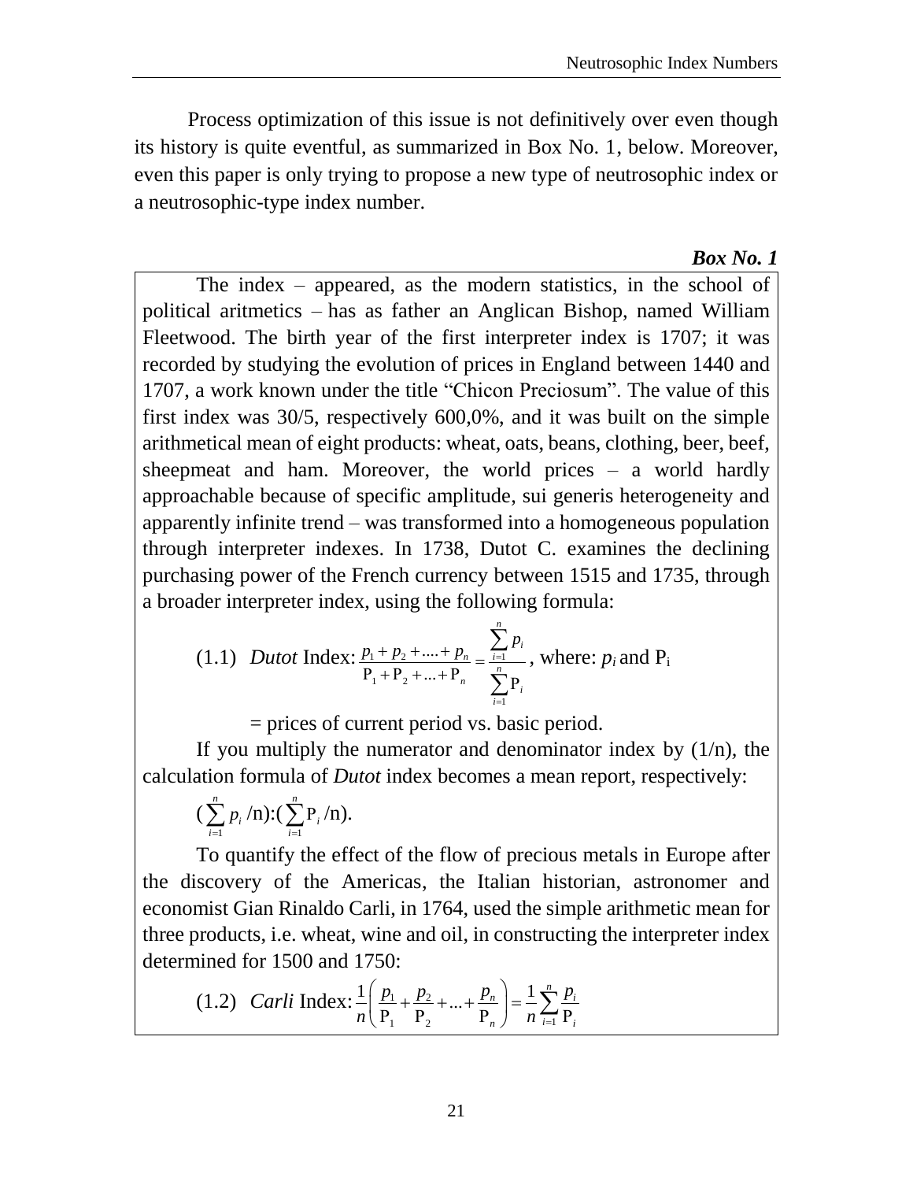Process optimization of this issue is not definitively over even though its history is quite eventful, as summarized in Box No. 1, below. Moreover, even this paper is only trying to propose a new type of neutrosophic index or a neutrosophic-type index number.

***Box No. 1***

The index – appeared, as the modern statistics, in the school of political aritmetics – has as father an Anglican Bishop, named William Fleetwood. The birth year of the first interpreter index is 1707; it was recorded by studying the evolution of prices in England between 1440 and 1707, a work known under the title "Chicon Preciosum". The value of this first index was 30/5, respectively 600,0%, and it was built on the simple arithmetical mean of eight products: wheat, oats, beans, clothing, beer, beef, sheepmeat and ham. Moreover, the world prices – a world hardly approachable because of specific amplitude, sui generis heterogeneity and apparently infinite trend – was transformed into a homogeneous population through interpreter indexes. In 1738, Dutot C. examines the declining purchasing power of the French currency between 1515 and 1735, through a broader interpreter index, using the following formula:

(1.1) *Dutot* Index: $\frac{p_1 + p_2 + .... + p_n}{\mathrm{P}_1 + \mathrm{P}_2 + ... + \mathrm{P}_n} = \frac{\sum_{i=1}^{n} p_i}{\sum_{i=1}^{n} \mathrm{P}_i}$, where: $p_i$ and $\mathrm{P}_i$ = prices of current period vs. basic period.

If you multiply the numerator and denominator index by (1/n), the calculation formula of *Dutot* index becomes a mean report, respectively:

$(\sum_{i=1}^{n} p_i /\text{n}):(\sum_{i=1}^{n} \mathrm{P}_i /\text{n})$.

To quantify the effect of the flow of precious metals in Europe after the discovery of the Americas, the Italian historian, astronomer and economist Gian Rinaldo Carli, in 1764, used the simple arithmetic mean for three products, i.e. wheat, wine and oil, in constructing the interpreter index determined for 1500 and 1750:

(1.2) *Carli* Index: $\frac{1}{n}\left(\frac{p_1}{\mathrm{P}_1} + \frac{p_2}{\mathrm{P}_2} + ... + \frac{p_n}{\mathrm{P}_n}\right) = \frac{1}{n}\sum_{i=1}^{n} \frac{p_i}{\mathrm{P}_i}$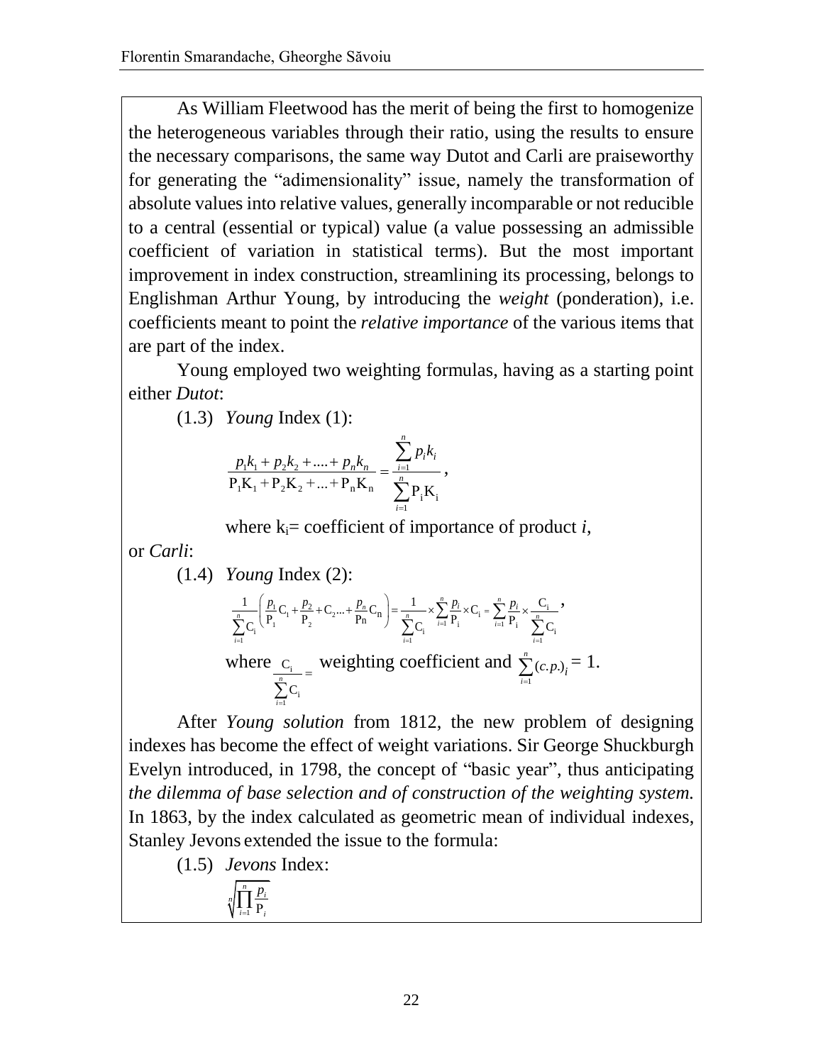As William Fleetwood has the merit of being the first to homogenize the heterogeneous variables through their ratio, using the results to ensure the necessary comparisons, the same way Dutot and Carli are praiseworthy for generating the "adimensionality" issue, namely the transformation of absolute values into relative values, generally incomparable or not reducible to a central (essential or typical) value (a value possessing an admissible coefficient of variation in statistical terms). But the most important improvement in index construction, streamlining its processing, belongs to Englishman Arthur Young, by introducing the *weight* (ponderation), i.e. coefficients meant to point the *relative importance* of the various items that are part of the index.

Young employed two weighting formulas, having as a starting point either *Dutot*:

(1.3) *Young* Index (1):

$$\frac{p_1k_1 + p_2k_2 + .... + p_nk_n}{\mathrm{P_1K_1 + P_2K_2 + ... + P_nK_n}} = \frac{\sum_{i=1}^{n} p_ik_i}{\sum_{i=1}^{n} \mathrm{P_iK_i}},$$

where $k_i$= coefficient of importance of product *i*,

or *Carli*:

(1.4) *Young* Index (2):

$$\frac{1}{\sum_{i=1}^{n}\mathrm{C_i}}\left(\frac{p_1}{\mathrm{P_1}}\mathrm{C_1} + \frac{p_2}{\mathrm{P_2}} + \mathrm{C_2} ... + \frac{p_n}{\mathrm{Pn}}\mathrm{C_n}\right) = \frac{1}{\sum_{i=1}^{n}\mathrm{C_i}} \times \sum_{i=1}^{n}\frac{p_i}{\mathrm{P_i}} \times \mathrm{C_i} = \sum_{i=1}^{n}\frac{p_i}{\mathrm{P_i}} \times \frac{\mathrm{C_i}}{\sum_{i=1}^{n}\mathrm{C_i}},$$

where $\frac{\mathrm{C_i}}{\sum_{i=1}^{n}\mathrm{C_i}} =$ weighting coefficient and $\sum_{i=1}^{n}(c.p.)_i = 1$.

After *Young solution* from 1812, the new problem of designing indexes has become the effect of weight variations. Sir George Shuckburgh Evelyn introduced, in 1798, the concept of "basic year", thus anticipating *the dilemma of base selection and of construction of the weighting system.* In 1863, by the index calculated as geometric mean of individual indexes, Stanley Jevons extended the issue to the formula:

(1.5) *Jevons* Index:

$$\sqrt[n]{\prod_{i=1}^{n}\frac{p_i}{\mathrm{P}_i}}$$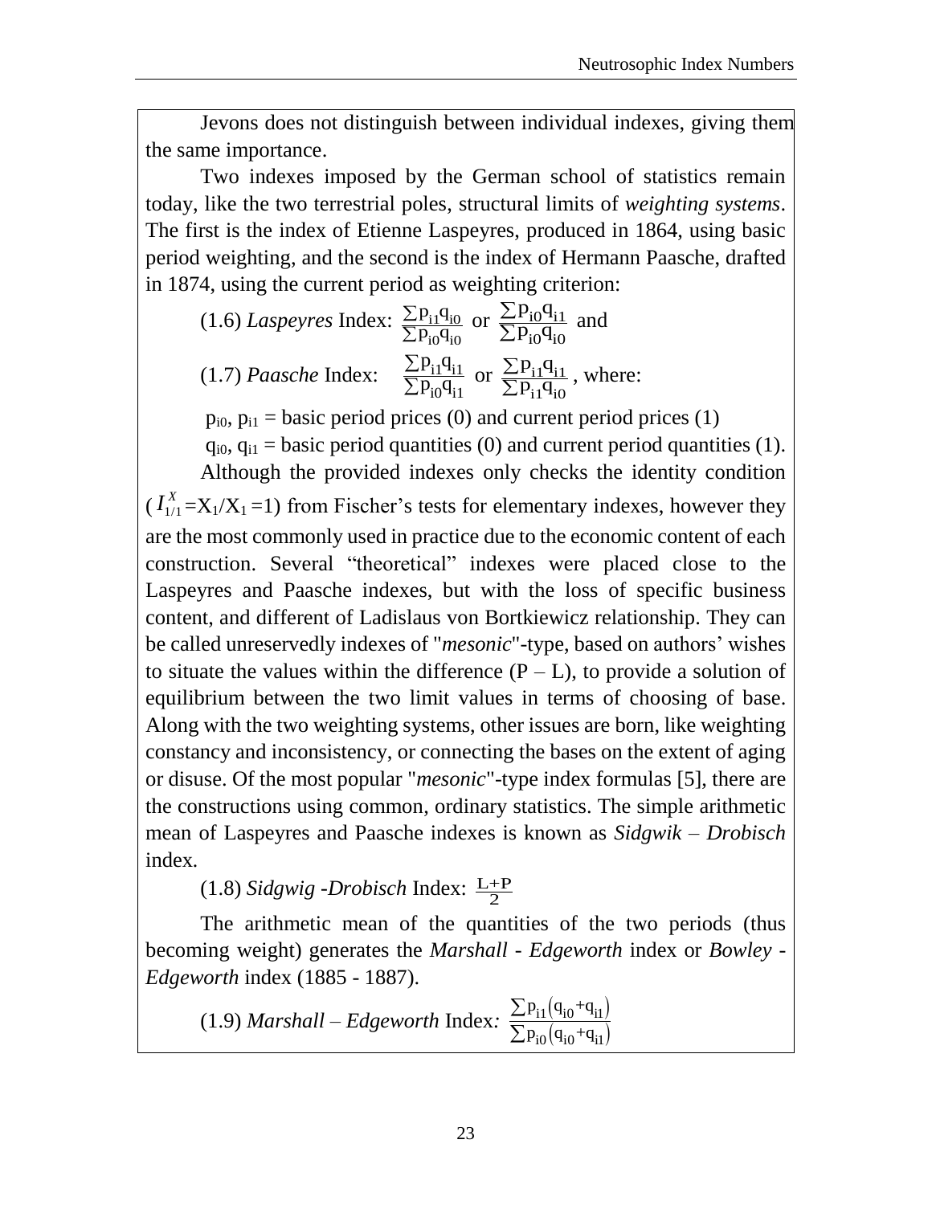Jevons does not distinguish between individual indexes, giving them the same importance.

Two indexes imposed by the German school of statistics remain today, like the two terrestrial poles, structural limits of *weighting systems*. The first is the index of Etienne Laspeyres, produced in 1864, using basic period weighting, and the second is the index of Hermann Paasche, drafted in 1874, using the current period as weighting criterion:

(1.6) *Laspeyres* Index: $\frac{\sum p_{i1}q_{i0}}{\sum p_{i0}q_{i0}}$ or $\frac{\sum p_{i0}q_{i1}}{\sum p_{i0}q_{i0}}$ and

(1.7) *Paasche* Index: $\frac{\sum p_{i1}q_{i1}}{\sum p_{i0}q_{i1}}$ or $\frac{\sum p_{i1}q_{i1}}{\sum p_{i1}q_{i0}}$, where:

$p_{i0}$, $p_{i1}$ = basic period prices (0) and current period prices (1)

$q_{i0}$, $q_{i1}$ = basic period quantities (0) and current period quantities (1).

Although the provided indexes only checks the identity condition ($I_{1/1}^{X}$=$X_1/X_1$=1) from Fischer's tests for elementary indexes, however they are the most commonly used in practice due to the economic content of each construction. Several "theoretical" indexes were placed close to the Laspeyres and Paasche indexes, but with the loss of specific business content, and different of Ladislaus von Bortkiewicz relationship. They can be called unreservedly indexes of "*mesonic*"-type, based on authors' wishes to situate the values within the difference (P – L), to provide a solution of equilibrium between the two limit values in terms of choosing of base. Along with the two weighting systems, other issues are born, like weighting constancy and inconsistency, or connecting the bases on the extent of aging or disuse. Of the most popular "*mesonic*"-type index formulas [5], there are the constructions using common, ordinary statistics. The simple arithmetic mean of Laspeyres and Paasche indexes is known as *Sidgwik – Drobisch* index.

(1.8) *Sidgwig -Drobisch* Index: $\frac{L+P}{2}$

The arithmetic mean of the quantities of the two periods (thus becoming weight) generates the *Marshall - Edgeworth* index or *Bowley - Edgeworth* index (1885 - 1887).

(1.9) *Marshall – Edgeworth* Index: $\frac{\sum p_{i1}\left(q_{i0}+q_{i1}\right)}{\sum p_{i0}\left(q_{i0}+q_{i1}\right)}$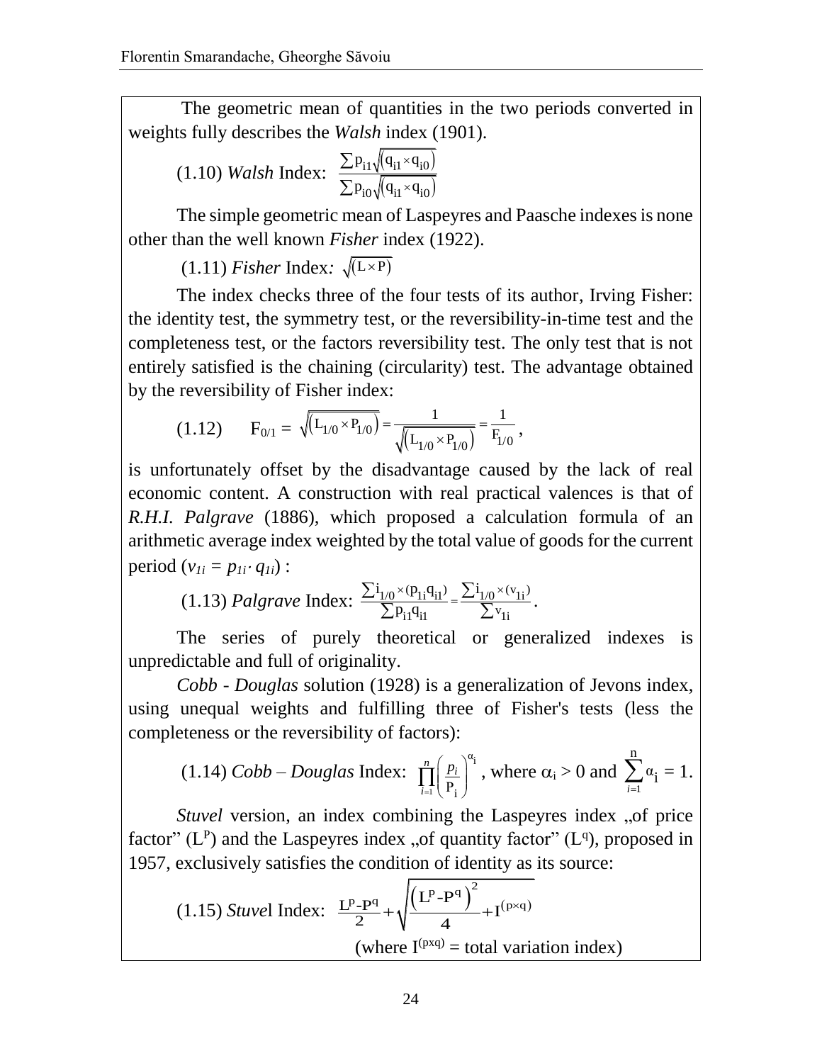The geometric mean of quantities in the two periods converted in weights fully describes the *Walsh* index (1901).

(1.10) *Walsh* Index: $\frac{\sum p_{i1}\sqrt{(q_{i1} \times q_{i0})}}{\sum p_{i0}\sqrt{(q_{i1} \times q_{i0})}}$

The simple geometric mean of Laspeyres and Paasche indexes is none other than the well known *Fisher* index (1922).

(1.11) *Fisher* Index*:* $\sqrt{(L \times P)}$

The index checks three of the four tests of its author, Irving Fisher: the identity test, the symmetry test, or the reversibility-in-time test and the completeness test, or the factors reversibility test. The only test that is not entirely satisfied is the chaining (circularity) test. The advantage obtained by the reversibility of Fisher index:

(1.12) $F_{0/1} = \sqrt{(L_{1/0} \times P_{1/0})} = \frac{1}{\sqrt{(L_{1/0} \times P_{1/0})}} = \frac{1}{F_{1/0}}$,

is unfortunately offset by the disadvantage caused by the lack of real economic content. A construction with real practical valences is that of *R.H.I. Palgrave* (1886), which proposed a calculation formula of an arithmetic average index weighted by the total value of goods for the current period ($v_{1i} = p_{1i} \cdot q_{1i}$) :

(1.13) *Palgrave* Index: $\frac{\sum i_{1/0} \times (p_{1i} q_{i1})}{\sum p_{i1} q_{i1}} = \frac{\sum i_{1/0} \times (v_{1i})}{\sum v_{1i}}$.

The series of purely theoretical or generalized indexes is unpredictable and full of originality.

*Cobb - Douglas* solution (1928) is a generalization of Jevons index, using unequal weights and fulfilling three of Fisher's tests (less the completeness or the reversibility of factors):

(1.14) *Cobb – Douglas* Index: $\prod_{i=1}^{n}\left(\frac{p_i}{P_i}\right)^{\alpha_i}$, where $\alpha_i > 0$ and $\sum_{i=1}^{n} \alpha_i = 1$.

*Stuvel* version, an index combining the Laspeyres index „of price factor" ($L^p$) and the Laspeyres index „of quantity factor" ($L^q$), proposed in 1957, exclusively satisfies the condition of identity as its source:

(1.15) *Stuvel* Index: $\frac{L^p\text{-}P^q}{2} + \sqrt{\frac{\left(L^p\text{-}P^q\right)^2}{4} + I^{(p \times q)}}$

(where $I^{(pxq)}$ = total variation index)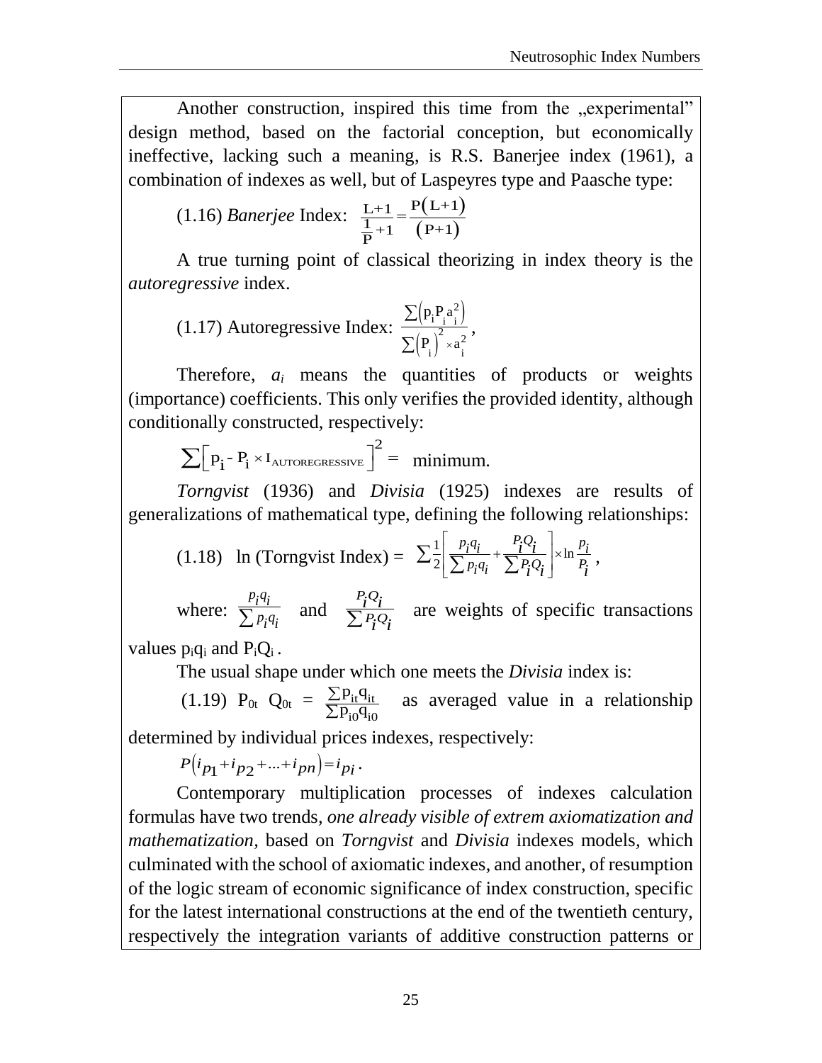Another construction, inspired this time from the „experimental" design method, based on the factorial conception, but economically ineffective, lacking such a meaning, is R.S. Banerjee index (1961), a combination of indexes as well, but of Laspeyres type and Paasche type:

(1.16) *Banerjee* Index: $\frac{L+1}{\frac{1}{P}+1}=\frac{P(L+1)}{(P+1)}$

A true turning point of classical theorizing in index theory is the *autoregressive* index.

(1.17) Autoregressive Index: $\frac{\sum\left(p_i P_i a_i^2\right)}{\sum\left(P_i\right)^2 \times a_i^2}$,

Therefore, $a_i$ means the quantities of products or weights (importance) coefficients. This only verifies the provided identity, although conditionally constructed, respectively:

$\sum\left[p_i - P_i \times I_{AUTOREGRESSIVE}\right]^2 =$ minimum.

*Torngvist* (1936) and *Divisia* (1925) indexes are results of generalizations of mathematical type, defining the following relationships:

(1.18) ln (Torngvist Index) = $\sum\frac{1}{2}\left[\frac{p_i q_i}{\sum p_i q_i}+\frac{P_i Q_i}{\sum P_i Q_i}\right]\times \ln\frac{p_i}{P_i}$,

where: $\frac{p_i q_i}{\sum p_i q_i}$ and $\frac{P_i Q_i}{\sum P_i Q_i}$ are weights of specific transactions values $p_i q_i$ and $P_i Q_i$.

The usual shape under which one meets the *Divisia* index is:

(1.19) $P_{0t}$ $Q_{0t}$ = $\frac{\sum p_{it} q_{it}}{\sum p_{i0} q_{i0}}$ as averaged value in a relationship determined by individual prices indexes, respectively:

$P\left(i_{p1}+i_{p2}+...+i_{pn}\right)=i_{pi}$.

Contemporary multiplication processes of indexes calculation formulas have two trends, *one already visible of extrem axiomatization and mathematization,* based on *Torngvist* and *Divisia* indexes models, which culminated with the school of axiomatic indexes, and another, of resumption of the logic stream of economic significance of index construction, specific for the latest international constructions at the end of the twentieth century, respectively the integration variants of additive construction patterns or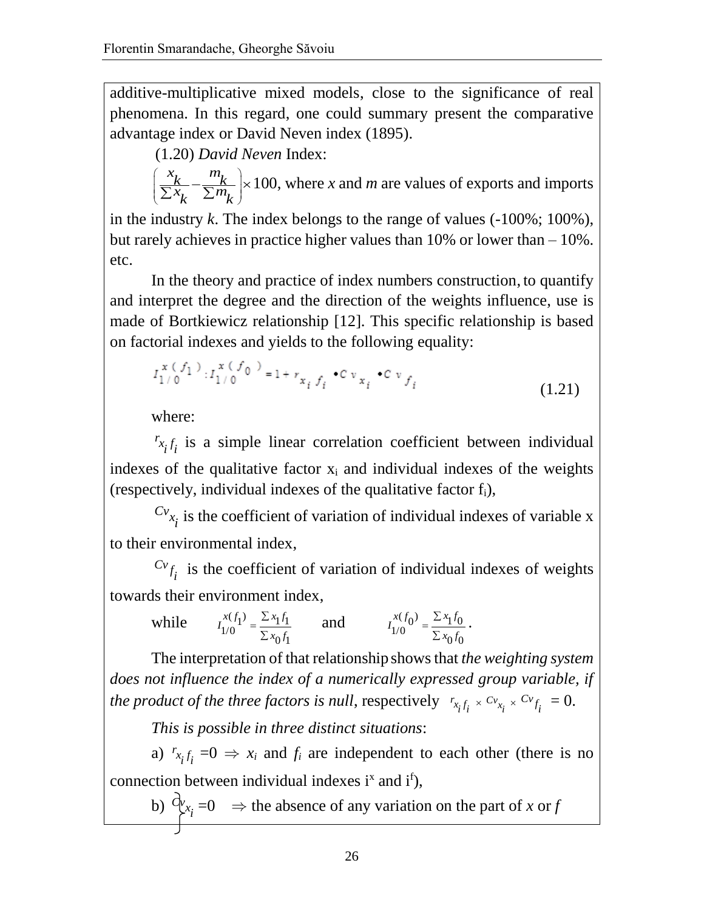additive-multiplicative mixed models, close to the significance of real phenomena. In this regard, one could summary present the comparative advantage index or David Neven index (1895).

(1.20) *David Neven* Index:

$\left( \frac{x_k}{\Sigma x_k} - \frac{m_k}{\Sigma m_k} \right) \times 100$, where *x* and *m* are values of exports and imports in the industry *k*. The index belongs to the range of values (-100%; 100%), but rarely achieves in practice higher values than 10% or lower than – 10%. etc.

In the theory and practice of index numbers construction, to quantify and interpret the degree and the direction of the weights influence, use is made of Bortkiewicz relationship [12]. This specific relationship is based on factorial indexes and yields to the following equality:

$$I_{1/0}^{x(f_1)} : I_{1/0}^{x(f_0)} = 1 + r_{x_i f_i} \bullet Cv_{x_i} \bullet Cv_{f_i} \quad (1.21)$$

where:

$r_{x_i f_i}$ is a simple linear correlation coefficient between individual indexes of the qualitative factor $x_i$ and individual indexes of the weights (respectively, individual indexes of the qualitative factor $f_i$),

$Cv_{x_i}$ is the coefficient of variation of individual indexes of variable x to their environmental index,

$Cv_{f_i}$ is the coefficient of variation of individual indexes of weights towards their environment index,

while $I_{1/0}^{x(f_1)} = \frac{\Sigma x_1 f_1}{\Sigma x_0 f_1}$ and $I_{1/0}^{x(f_0)} = \frac{\Sigma x_1 f_0}{\Sigma x_0 f_0}$.

The interpretation of that relationship shows that *the weighting system does not influence the index of a numerically expressed group variable, if the product of the three factors is null*, respectively $r_{x_i f_i} \times Cv_{x_i} \times Cv_{f_i} = 0$.

*This is possible in three distinct situations*:

a) $r_{x_i f_i} = 0 \Rightarrow x_i$ and $f_i$ are independent to each other (there is no connection between individual indexes $i^x$ and $i^f$),

b) $Cv_{x_i} = 0 \quad \Rightarrow$ the absence of any variation on the part of *x* or *f*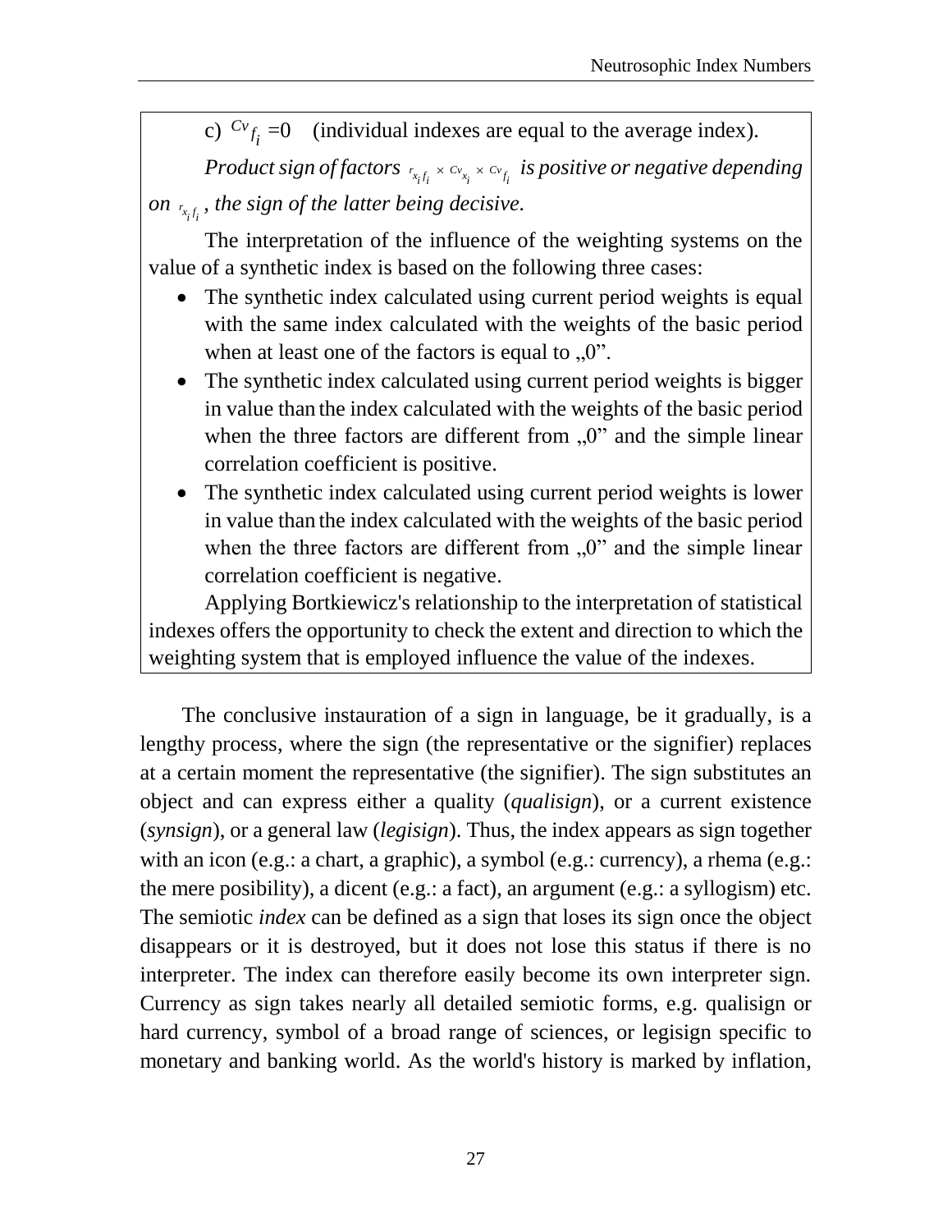c) $^{Cv}f_i = 0$ (individual indexes are equal to the average index).

*Product sign of factors* $r_{x_i f_i} \times Cv_{x_i} \times Cv_{f_i}$ *is positive or negative depending on* $r_{x_i f_i}$*, the sign of the latter being decisive.*

The interpretation of the influence of the weighting systems on the value of a synthetic index is based on the following three cases:

- The synthetic index calculated using current period weights is equal with the same index calculated with the weights of the basic period when at least one of the factors is equal to „0".
- The synthetic index calculated using current period weights is bigger in value than the index calculated with the weights of the basic period when the three factors are different from „0" and the simple linear correlation coefficient is positive.
- The synthetic index calculated using current period weights is lower in value than the index calculated with the weights of the basic period when the three factors are different from „0" and the simple linear correlation coefficient is negative.

Applying Bortkiewicz's relationship to the interpretation of statistical indexes offers the opportunity to check the extent and direction to which the weighting system that is employed influence the value of the indexes.

The conclusive instauration of a sign in language, be it gradually, is a lengthy process, where the sign (the representative or the signifier) replaces at a certain moment the representative (the signifier). The sign substitutes an object and can express either a quality (*qualisign*), or a current existence (*synsign*), or a general law (*legisign*). Thus, the index appears as sign together with an icon (e.g.: a chart, a graphic), a symbol (e.g.: currency), a rhema (e.g.: the mere posibility), a dicent (e.g.: a fact), an argument (e.g.: a syllogism) etc. The semiotic *index* can be defined as a sign that loses its sign once the object disappears or it is destroyed, but it does not lose this status if there is no interpreter. The index can therefore easily become its own interpreter sign. Currency as sign takes nearly all detailed semiotic forms, e.g. qualisign or hard currency, symbol of a broad range of sciences, or legisign specific to monetary and banking world. As the world's history is marked by inflation,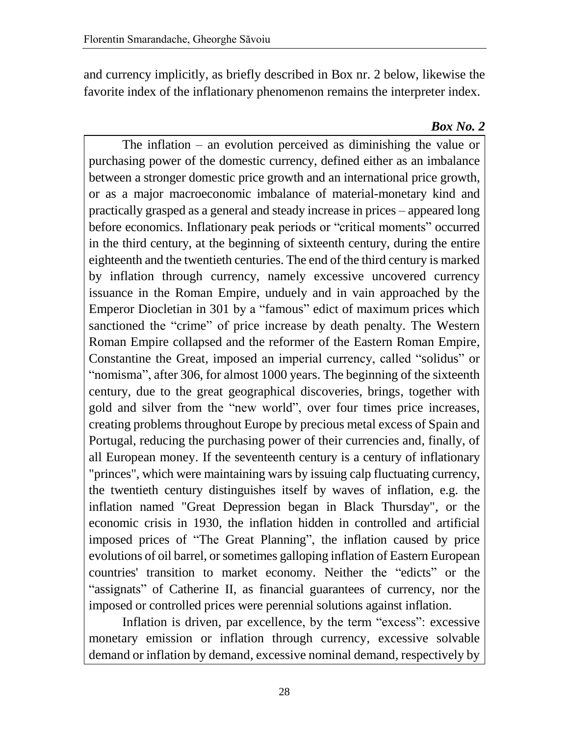and currency implicitly, as briefly described in Box nr. 2 below, likewise the favorite index of the inflationary phenomenon remains the interpreter index.

***Box No. 2***

The inflation – an evolution perceived as diminishing the value or purchasing power of the domestic currency, defined either as an imbalance between a stronger domestic price growth and an international price growth, or as a major macroeconomic imbalance of material-monetary kind and practically grasped as a general and steady increase in prices – appeared long before economics. Inflationary peak periods or "critical moments" occurred in the third century, at the beginning of sixteenth century, during the entire eighteenth and the twentieth centuries. The end of the third century is marked by inflation through currency, namely excessive uncovered currency issuance in the Roman Empire, unduely and in vain approached by the Emperor Diocletian in 301 by a "famous" edict of maximum prices which sanctioned the "crime" of price increase by death penalty. The Western Roman Empire collapsed and the reformer of the Eastern Roman Empire, Constantine the Great, imposed an imperial currency, called "solidus" or "nomisma", after 306, for almost 1000 years. The beginning of the sixteenth century, due to the great geographical discoveries, brings, together with gold and silver from the "new world", over four times price increases, creating problems throughout Europe by precious metal excess of Spain and Portugal, reducing the purchasing power of their currencies and, finally, of all European money. If the seventeenth century is a century of inflationary "princes", which were maintaining wars by issuing calp fluctuating currency, the twentieth century distinguishes itself by waves of inflation, e.g. the inflation named "Great Depression began in Black Thursday", or the economic crisis in 1930, the inflation hidden in controlled and artificial imposed prices of "The Great Planning", the inflation caused by price evolutions of oil barrel, or sometimes galloping inflation of Eastern European countries' transition to market economy. Neither the "edicts" or the "assignats" of Catherine II, as financial guarantees of currency, nor the imposed or controlled prices were perennial solutions against inflation.

Inflation is driven, par excellence, by the term "excess": excessive monetary emission or inflation through currency, excessive solvable demand or inflation by demand, excessive nominal demand, respectively by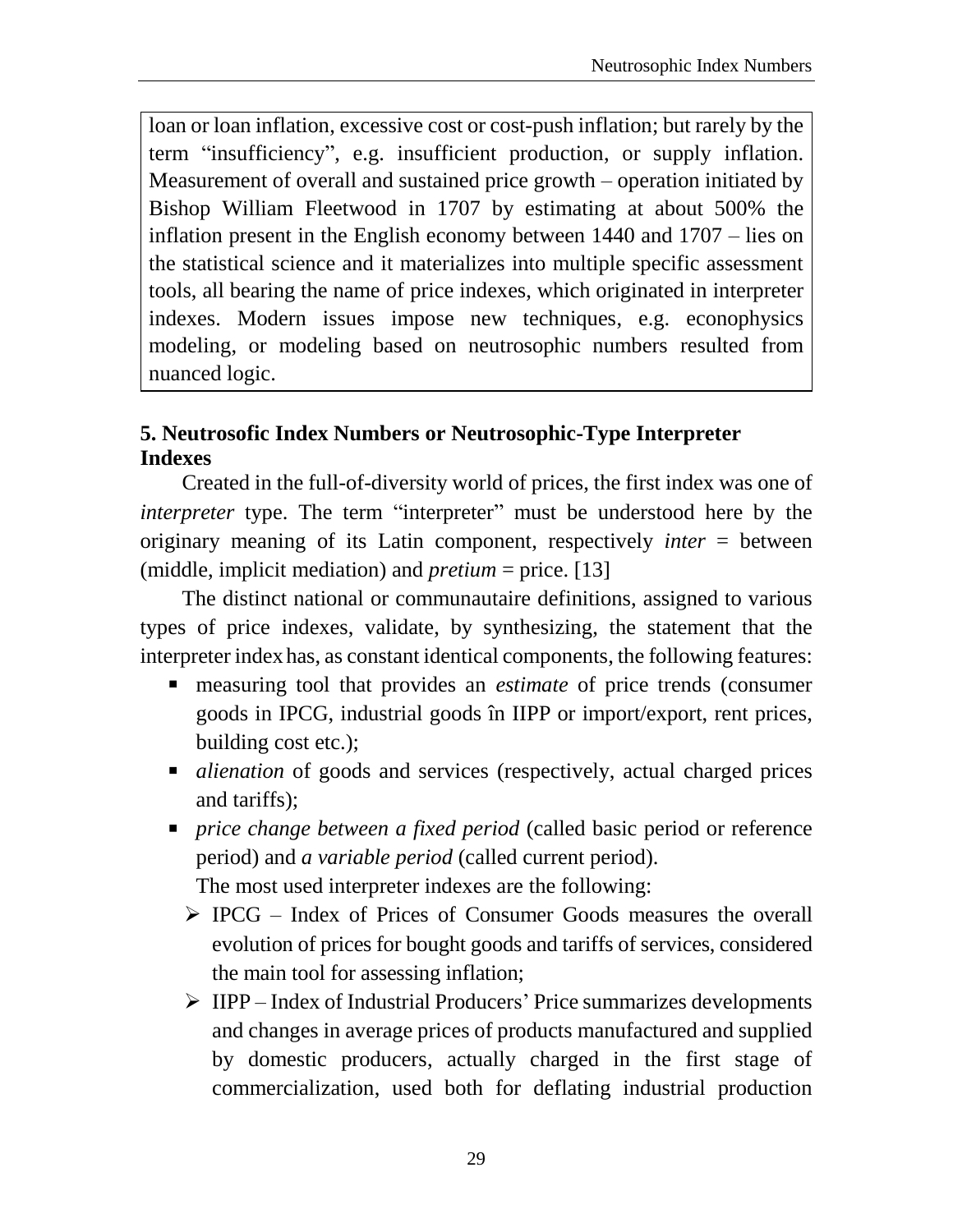loan or loan inflation, excessive cost or cost-push inflation; but rarely by the term "insufficiency", e.g. insufficient production, or supply inflation. Measurement of overall and sustained price growth – operation initiated by Bishop William Fleetwood in 1707 by estimating at about 500% the inflation present in the English economy between 1440 and 1707 – lies on the statistical science and it materializes into multiple specific assessment tools, all bearing the name of price indexes, which originated in interpreter indexes. Modern issues impose new techniques, e.g. econophysics modeling, or modeling based on neutrosophic numbers resulted from nuanced logic.

## 5. Neutrosofic Index Numbers or Neutrosophic-Type Interpreter Indexes

Created in the full-of-diversity world of prices, the first index was one of *interpreter* type. The term "interpreter" must be understood here by the originary meaning of its Latin component, respectively *inter* = between (middle, implicit mediation) and *pretium* = price. [13]

The distinct national or communautaire definitions, assigned to various types of price indexes, validate, by synthesizing, the statement that the interpreter index has, as constant identical components, the following features:

- measuring tool that provides an *estimate* of price trends (consumer goods in IPCG, industrial goods în IIPP or import/export, rent prices, building cost etc.);
- *alienation* of goods and services (respectively, actual charged prices and tariffs);
- *price change between a fixed period* (called basic period or reference period) and *a variable period* (called current period).

The most used interpreter indexes are the following:

- IPCG – Index of Prices of Consumer Goods measures the overall evolution of prices for bought goods and tariffs of services, considered the main tool for assessing inflation;
- IIPP – Index of Industrial Producers' Price summarizes developments and changes in average prices of products manufactured and supplied by domestic producers, actually charged in the first stage of commercialization, used both for deflating industrial production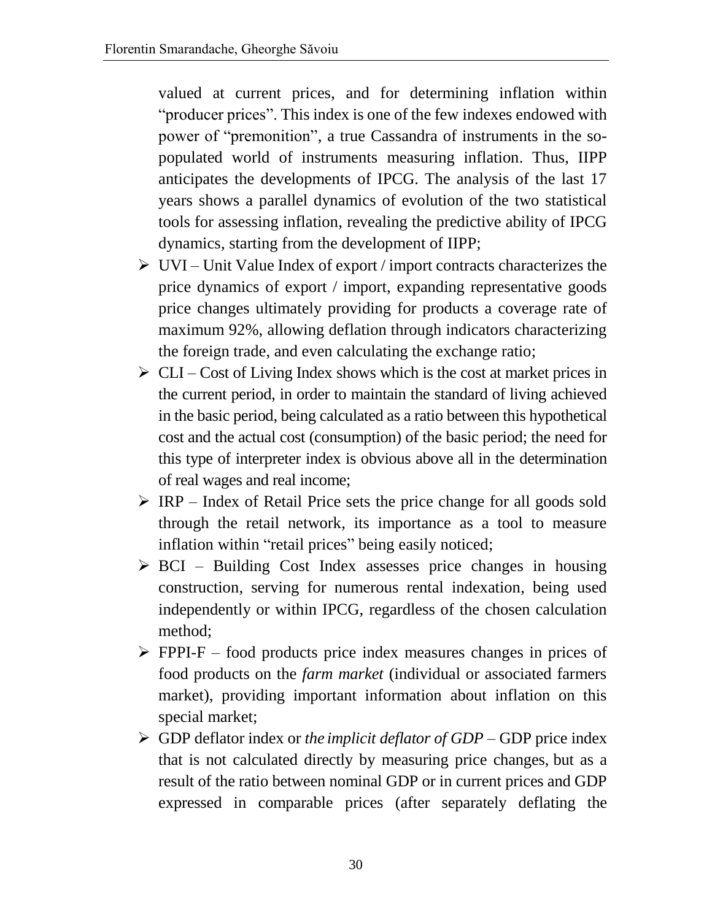valued at current prices, and for determining inflation within "producer prices". This index is one of the few indexes endowed with power of "premonition", a true Cassandra of instruments in the so-populated world of instruments measuring inflation. Thus, IIPP anticipates the developments of IPCG. The analysis of the last 17 years shows a parallel dynamics of evolution of the two statistical tools for assessing inflation, revealing the predictive ability of IPCG dynamics, starting from the development of IIPP;

- UVI – Unit Value Index of export / import contracts characterizes the price dynamics of export / import, expanding representative goods price changes ultimately providing for products a coverage rate of maximum 92%, allowing deflation through indicators characterizing the foreign trade, and even calculating the exchange ratio;
- CLI – Cost of Living Index shows which is the cost at market prices in the current period, in order to maintain the standard of living achieved in the basic period, being calculated as a ratio between this hypothetical cost and the actual cost (consumption) of the basic period; the need for this type of interpreter index is obvious above all in the determination of real wages and real income;
- IRP – Index of Retail Price sets the price change for all goods sold through the retail network, its importance as a tool to measure inflation within "retail prices" being easily noticed;
- BCI – Building Cost Index assesses price changes in housing construction, serving for numerous rental indexation, being used independently or within IPCG, regardless of the chosen calculation method;
- FPPI-F – food products price index measures changes in prices of food products on the *farm market* (individual or associated farmers market), providing important information about inflation on this special market;
- GDP deflator index or *the implicit deflator of GDP* – GDP price index that is not calculated directly by measuring price changes, but as a result of the ratio between nominal GDP or in current prices and GDP expressed in comparable prices (after separately deflating the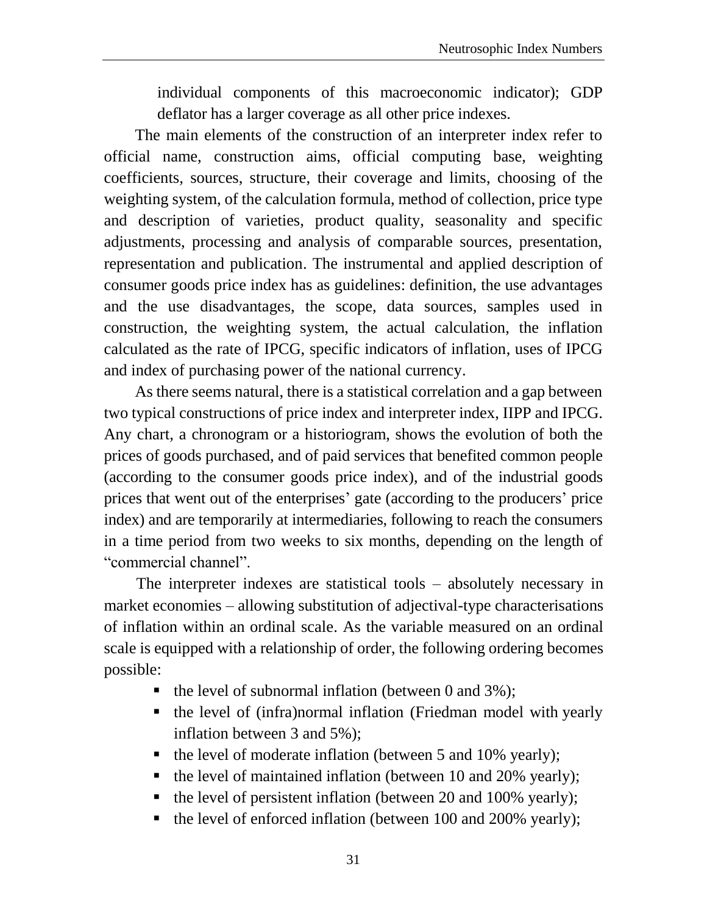individual components of this macroeconomic indicator); GDP deflator has a larger coverage as all other price indexes.

The main elements of the construction of an interpreter index refer to official name, construction aims, official computing base, weighting coefficients, sources, structure, their coverage and limits, choosing of the weighting system, of the calculation formula, method of collection, price type and description of varieties, product quality, seasonality and specific adjustments, processing and analysis of comparable sources, presentation, representation and publication. The instrumental and applied description of consumer goods price index has as guidelines: definition, the use advantages and the use disadvantages, the scope, data sources, samples used in construction, the weighting system, the actual calculation, the inflation calculated as the rate of IPCG, specific indicators of inflation, uses of IPCG and index of purchasing power of the national currency.

As there seems natural, there is a statistical correlation and a gap between two typical constructions of price index and interpreter index, IIPP and IPCG. Any chart, a chronogram or a historiogram, shows the evolution of both the prices of goods purchased, and of paid services that benefited common people (according to the consumer goods price index), and of the industrial goods prices that went out of the enterprises' gate (according to the producers' price index) and are temporarily at intermediaries, following to reach the consumers in a time period from two weeks to six months, depending on the length of "commercial channel".

The interpreter indexes are statistical tools – absolutely necessary in market economies – allowing substitution of adjectival-type characterisations of inflation within an ordinal scale. As the variable measured on an ordinal scale is equipped with a relationship of order, the following ordering becomes possible:

- the level of subnormal inflation (between 0 and 3%);
- the level of (infra)normal inflation (Friedman model with yearly inflation between 3 and 5%);
- the level of moderate inflation (between 5 and 10% yearly);
- the level of maintained inflation (between 10 and 20% yearly);
- the level of persistent inflation (between 20 and 100% yearly);
- the level of enforced inflation (between 100 and 200% yearly);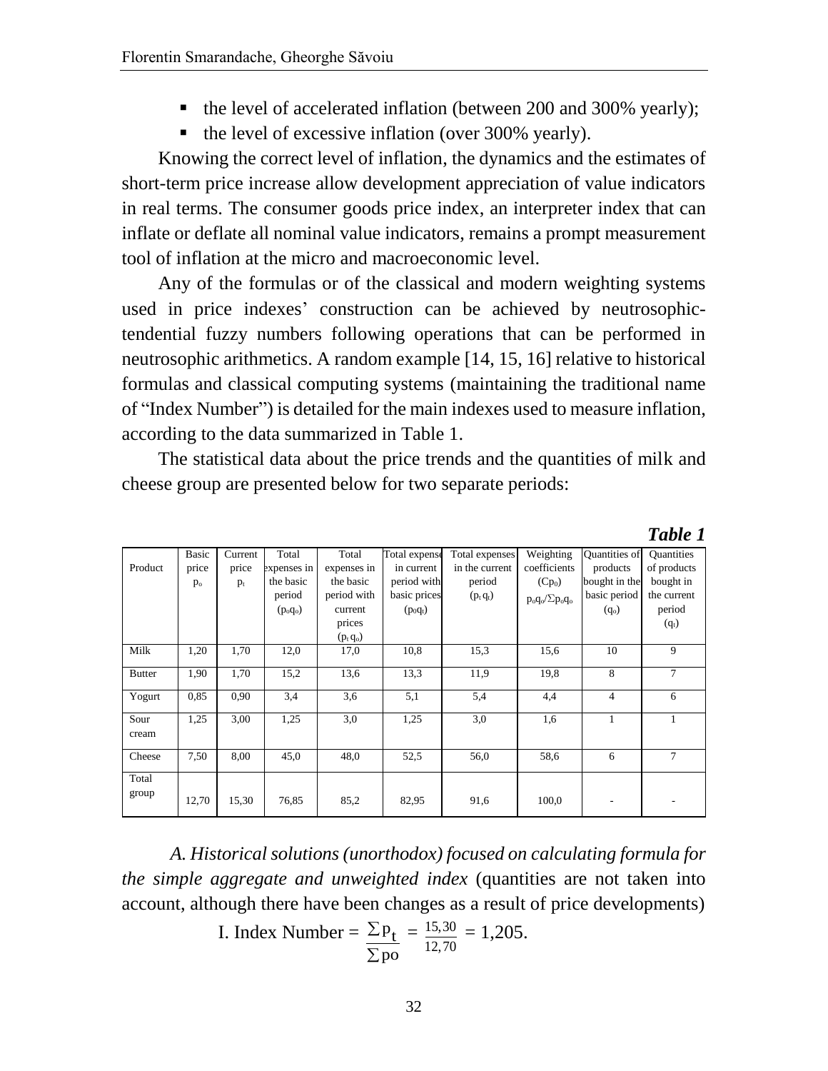- the level of accelerated inflation (between 200 and 300% yearly);
- the level of excessive inflation (over 300% yearly).

Knowing the correct level of inflation, the dynamics and the estimates of short-term price increase allow development appreciation of value indicators in real terms. The consumer goods price index, an interpreter index that can inflate or deflate all nominal value indicators, remains a prompt measurement tool of inflation at the micro and macroeconomic level.

Any of the formulas or of the classical and modern weighting systems used in price indexes' construction can be achieved by neutrosophic-tendential fuzzy numbers following operations that can be performed in neutrosophic arithmetics. A random example [14, 15, 16] relative to historical formulas and classical computing systems (maintaining the traditional name of "Index Number") is detailed for the main indexes used to measure inflation, according to the data summarized in Table 1.

The statistical data about the price trends and the quantities of milk and cheese group are presented below for two separate periods:

***Table 1***

| Product | Basic price $p_o$ | Current price $p_t$ | Total expenses in the basic period $(p_o q_o)$ | Total expenses in the basic period with current prices $(p_t q_o)$ | Total expense in current period with basic prices $(p_0 q_t)$ | Total expenses in the current period $(p_t q_t)$ | Weighting coefficients $(Cp_0)$ $p_o q_o/\Sigma p_o q_o$ | Quantities of products bought in the basic period $(q_o)$ | Quantities of products bought in the current period $(q_t)$ |
|---|---|---|---|---|---|---|---|---|---|
| Milk | 1,20 | 1,70 | 12,0 | 17,0 | 10,8 | 15,3 | 15,6 | 10 | 9 |
| Butter | 1,90 | 1,70 | 15,2 | 13,6 | 13,3 | 11,9 | 19,8 | 8 | 7 |
| Yogurt | 0,85 | 0,90 | 3,4 | 3,6 | 5,1 | 5,4 | 4,4 | 4 | 6 |
| Sour cream | 1,25 | 3,00 | 1,25 | 3,0 | 1,25 | 3,0 | 1,6 | 1 | 1 |
| Cheese | 7,50 | 8,00 | 45,0 | 48,0 | 52,5 | 56,0 | 58,6 | 6 | 7 |
| Total group | 12,70 | 15,30 | 76,85 | 85,2 | 82,95 | 91,6 | 100,0 | - | - |

*A. Historical solutions (unorthodox) focused on calculating formula for the simple aggregate and unweighted index* (quantities are not taken into account, although there have been changes as a result of price developments)

$$\text{I. Index Number} = \frac{\sum p_t}{\sum po} = \frac{15{,}30}{12{,}70} = 1{,}205.$$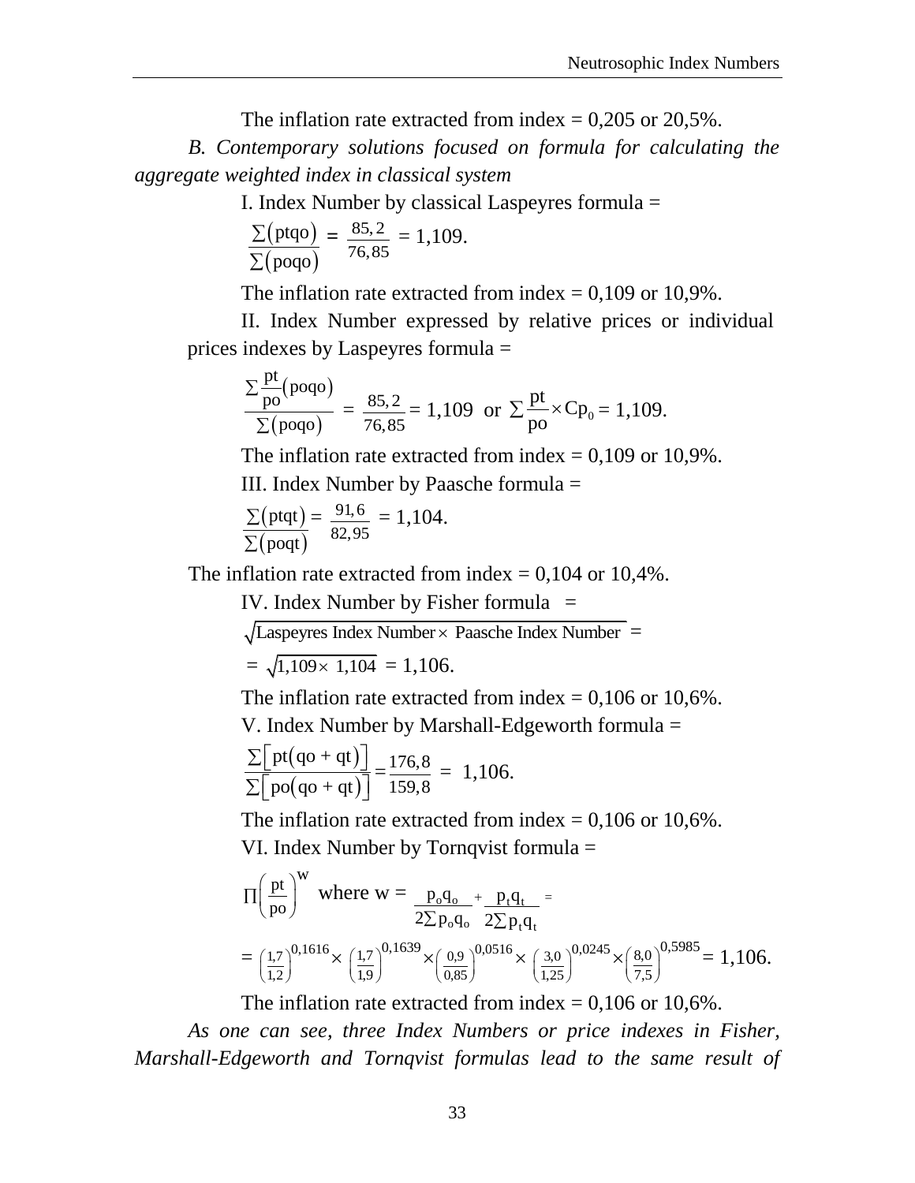The inflation rate extracted from index = 0,205 or 20,5%.

*B. Contemporary solutions focused on formula for calculating the aggregate weighted index in classical system*

I. Index Number by classical Laspeyres formula =

$$\frac{\sum(\text{ptqo})}{\sum(\text{poqo})} = \frac{85,2}{76,85} = 1{,}109.$$

The inflation rate extracted from index = 0,109 or 10,9%.

II. Index Number expressed by relative prices or individual prices indexes by Laspeyres formula =

$$\frac{\sum \frac{\text{pt}}{\text{po}}(\text{poqo})}{\sum(\text{poqo})} = \frac{85,2}{76,85} = 1{,}109 \text{ or } \sum \frac{\text{pt}}{\text{po}} \times \text{Cp}_0 = 1{,}109.$$

The inflation rate extracted from index = 0,109 or 10,9%.

III. Index Number by Paasche formula =

$$\frac{\sum(\text{ptqt})}{\sum(\text{poqt})} = \frac{91,6}{82,95} = 1{,}104.$$

The inflation rate extracted from index = 0,104 or 10,4%.

IV. Index Number by Fisher formula =

$$\sqrt{\text{Laspeyres Index Number} \times \text{ Paasche Index Number}} =$$

$$= \sqrt{1{,}109 \times 1{,}104} = 1{,}106.$$

The inflation rate extracted from index = 0,106 or 10,6%.

V. Index Number by Marshall-Edgeworth formula =

$$\frac{\sum\left[\text{pt}(\text{qo} + \text{qt})\right]}{\sum\left[\text{po}(\text{qo} + \text{qt})\right]} = \frac{176,8}{159,8} = 1{,}106.$$

The inflation rate extracted from index = 0,106 or 10,6%.

VI. Index Number by Tornqvist formula =

$$\prod\left(\frac{\text{pt}}{\text{po}}\right)^{W} \text{ where w} = \frac{p_o q_o}{2\sum p_o q_o} + \frac{p_t q_t}{2\sum p_t q_t} =$$

$$= \left(\frac{1,7}{1,2}\right)^{0,1616} \times \left(\frac{1,7}{1,9}\right)^{0,1639} \times \left(\frac{0,9}{0,85}\right)^{0,0516} \times \left(\frac{3,0}{1,25}\right)^{0,0245} \times \left(\frac{8,0}{7,5}\right)^{0,5985} = 1{,}106.$$

The inflation rate extracted from index = 0,106 or 10,6%.

*As one can see, three Index Numbers or price indexes in Fisher, Marshall-Edgeworth and Tornqvist formulas lead to the same result of*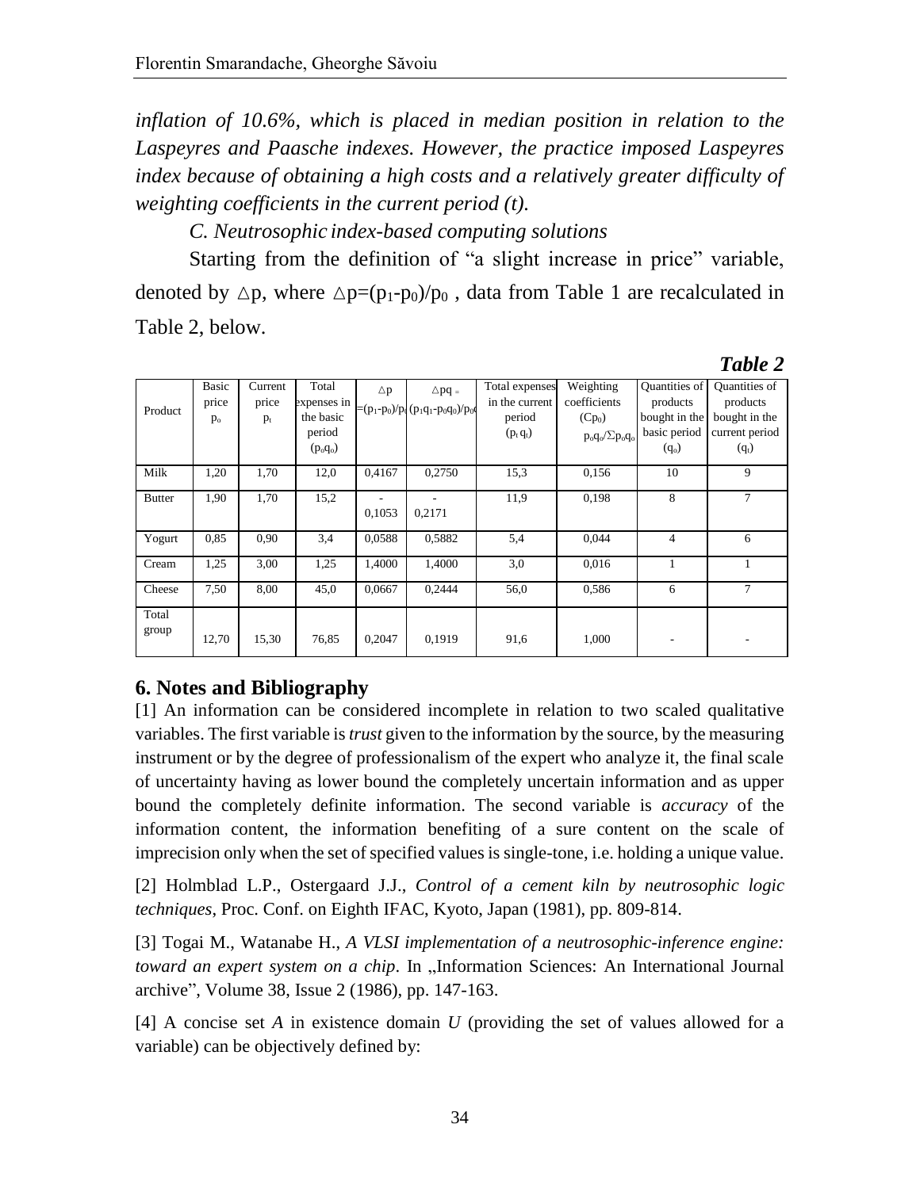*inflation of 10.6%, which is placed in median position in relation to the Laspeyres and Paasche indexes. However, the practice imposed Laspeyres index because of obtaining a high costs and a relatively greater difficulty of weighting coefficients in the current period (t).*

*C. Neutrosophic index-based computing solutions*

Starting from the definition of "a slight increase in price" variable, denoted by $\triangle p$, where $\triangle p=(p_1-p_0)/p_0$ , data from Table 1 are recalculated in Table 2, below.

***Table 2***

| Product | Basic price $p_o$ | Current price $p_t$ | Total expenses in the basic period $(p_oq_o)$ | $\triangle p$ $=(p_1-p_0)/p_0$ | $\triangle pq =$ $(p_1q_1-p_0q_0)/p_0q_0$ | Total expenses in the current period $(p_t q_t)$ | Weighting coefficients $(Cp_0)$ $p_oq_o/\Sigma p_oq_o$ | Quantities of products bought in the basic period $(q_o)$ | Quantities of products bought in the current period $(q_t)$ |
|---|---|---|---|---|---|---|---|---|---|
| Milk | 1,20 | 1,70 | 12,0 | 0,4167 | 0,2750 | 15,3 | 0,156 | 10 | 9 |
| Butter | 1,90 | 1,70 | 15,2 | - 0,1053 | - 0,2171 | 11,9 | 0,198 | 8 | 7 |
| Yogurt | 0,85 | 0,90 | 3,4 | 0,0588 | 0,5882 | 5,4 | 0,044 | 4 | 6 |
| Cream | 1,25 | 3,00 | 1,25 | 1,4000 | 1,4000 | 3,0 | 0,016 | 1 | 1 |
| Cheese | 7,50 | 8,00 | 45,0 | 0,0667 | 0,2444 | 56,0 | 0,586 | 6 | 7 |
| Total group | 12,70 | 15,30 | 76,85 | 0,2047 | 0,1919 | 91,6 | 1,000 | - | - |

## 6. Notes and Bibliography

[1] An information can be considered incomplete in relation to two scaled qualitative variables. The first variable is *trust* given to the information by the source, by the measuring instrument or by the degree of professionalism of the expert who analyze it, the final scale of uncertainty having as lower bound the completely uncertain information and as upper bound the completely definite information. The second variable is *accuracy* of the information content, the information benefiting of a sure content on the scale of imprecision only when the set of specified values is single-tone, i.e. holding a unique value.

[2] Holmblad L.P., Ostergaard J.J., *Control of a cement kiln by neutrosophic logic techniques*, Proc. Conf. on Eighth IFAC, Kyoto, Japan (1981), pp. 809-814.

[3] Togai M., Watanabe H., *A VLSI implementation of a neutrosophic-inference engine: toward an expert system on a chip*. In „Information Sciences: An International Journal archive", Volume 38, Issue 2 (1986), pp. 147-163.

[4] A concise set *A* in existence domain *U* (providing the set of values allowed for a variable) can be objectively defined by: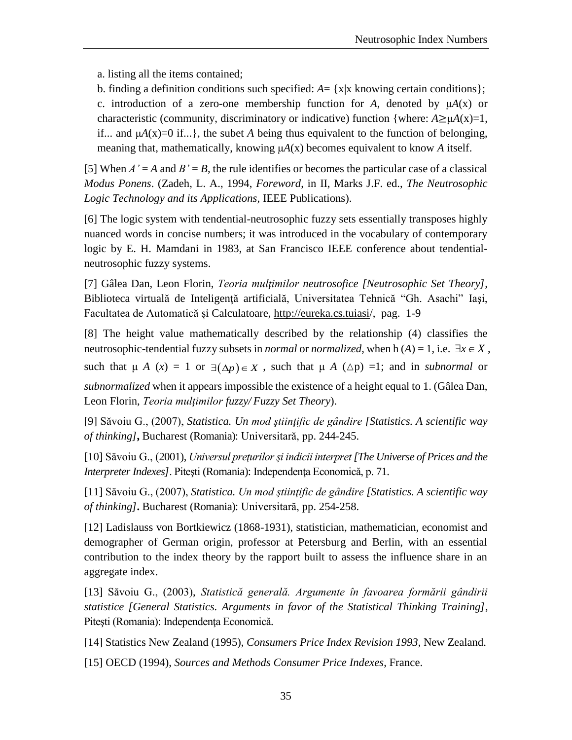a. listing all the items contained;

b. finding a definition conditions such specified: $A = \{x|x$ knowing certain conditions$\}$;

c. introduction of a zero-one membership function for $A$, denoted by $\mu A(x)$ or characteristic (community, discriminatory or indicative) function {where: $A \geq \mu A(x)=1$, if... and $\mu A(x)=0$ if...}, the subet $A$ being thus equivalent to the function of belonging, meaning that, mathematically, knowing $\mu A(x)$ becomes equivalent to know $A$ itself.

[5] When $A' = A$ and $B' = B$, the rule identifies or becomes the particular case of a classical *Modus Ponens*. (Zadeh, L. A., 1994, *Foreword*, in II, Marks J.F. ed., *The Neutrosophic Logic Technology and its Applications*, IEEE Publications).

[6] The logic system with tendential-neutrosophic fuzzy sets essentially transposes highly nuanced words in concise numbers; it was introduced in the vocabulary of contemporary logic by E. H. Mamdani in 1983, at San Francisco IEEE conference about tendential-neutrosophic fuzzy systems.

[7] Gâlea Dan, Leon Florin, *Teoria mulţimilor neutrosofice [Neutrosophic Set Theory]*, Biblioteca virtuală de Inteligenţă artificială, Universitatea Tehnică "Gh. Asachi" Iaşi, Facultatea de Automatică și Calculatoare, http://eureka.cs.tuiasi/, pag. 1-9

[8] The height value mathematically described by the relationship (4) classifies the neutrosophic-tendential fuzzy subsets in *normal* or *normalized*, when h $(A) = 1$, i.e. $\exists x \in X$, such that $\mu\ A\ (x) = 1$ or $\exists(\Delta p) \in X$, such that $\mu\ A\ (\triangle p) = 1$; and in *subnormal* or *subnormalized* when it appears impossible the existence of a height equal to 1. (Gâlea Dan, Leon Florin, *Teoria mulţimilor fuzzy/ Fuzzy Set Theory*).

[9] Săvoiu G., (2007), *Statistica. Un mod ştiinţific de gândire [Statistics. A scientific way of thinking]***,** Bucharest (Romania): Universitară, pp. 244-245.

[10] Săvoiu G., (2001), *Universul preţurilor şi indicii interpret [The Universe of Prices and the Interpreter Indexes]*. Piteşti (Romania): Independenţa Economică, p. 71.

[11] Săvoiu G., (2007), *Statistica. Un mod ştiinţific de gândire [Statistics. A scientific way of thinking]***.** Bucharest (Romania): Universitară, pp. 254-258.

[12] Ladislauss von Bortkiewicz (1868-1931), statistician, mathematician, economist and demographer of German origin, professor at Petersburg and Berlin, with an essential contribution to the index theory by the rapport built to assess the influence share in an aggregate index.

[13] Săvoiu G., (2003), *Statistică generală. Argumente în favoarea formării gândirii statistice [General Statistics. Arguments in favor of the Statistical Thinking Training]*, Piteşti (Romania): Independenţa Economică.

[14] Statistics New Zealand (1995), *Consumers Price Index Revision 1993*, New Zealand.

[15] OECD (1994), *Sources and Methods Consumer Price Indexes*, France.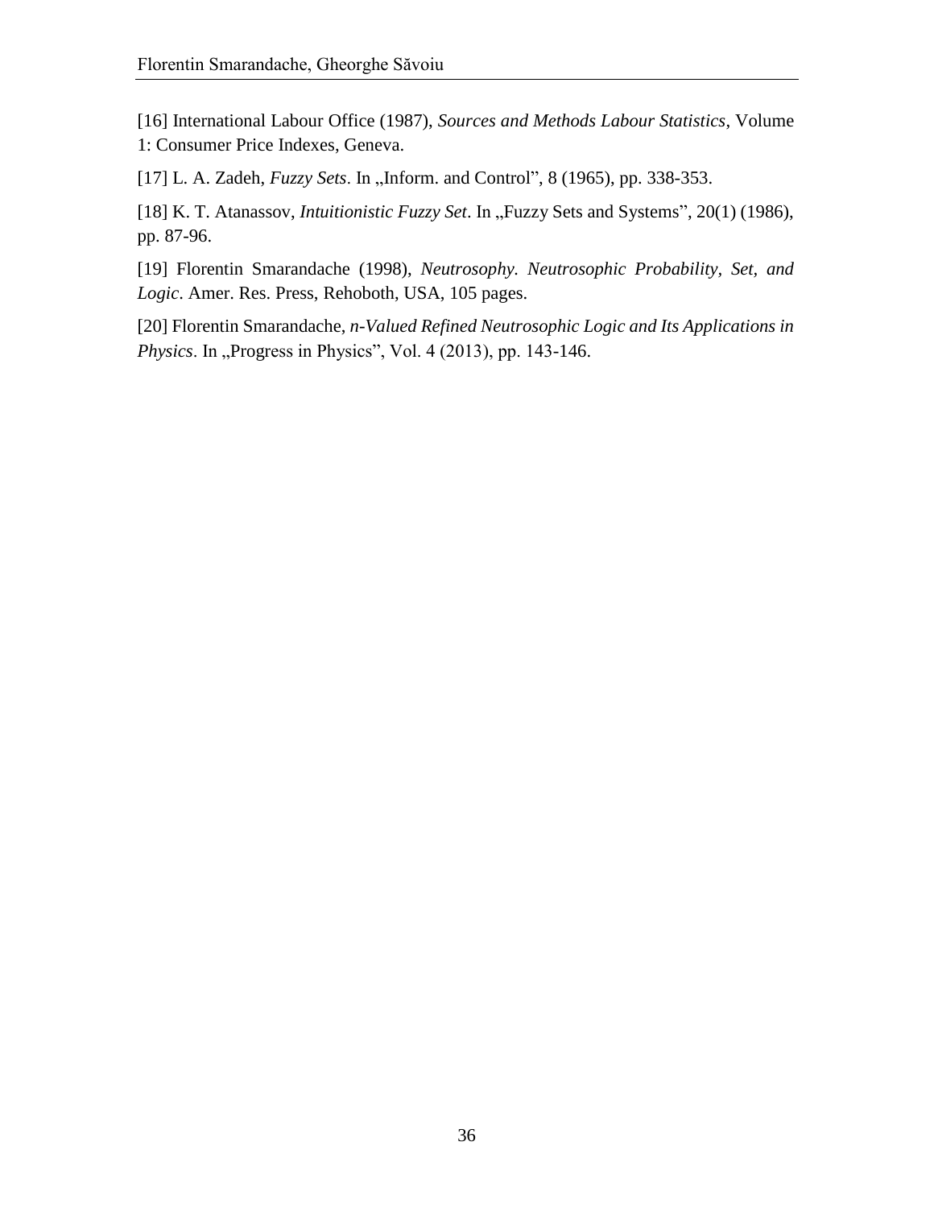[16] International Labour Office (1987), *Sources and Methods Labour Statistics*, Volume 1: Consumer Price Indexes, Geneva.

[17] L. A. Zadeh, *Fuzzy Sets*. In „Inform. and Control", 8 (1965), pp. 338-353.

[18] K. T. Atanassov, *Intuitionistic Fuzzy Set*. In „Fuzzy Sets and Systems", 20(1) (1986), pp. 87-96.

[19] Florentin Smarandache (1998), *Neutrosophy. Neutrosophic Probability, Set, and Logic*. Amer. Res. Press, Rehoboth, USA, 105 pages.

[20] Florentin Smarandache, *n-Valued Refined Neutrosophic Logic and Its Applications in Physics*. In „Progress in Physics", Vol. 4 (2013), pp. 143-146.